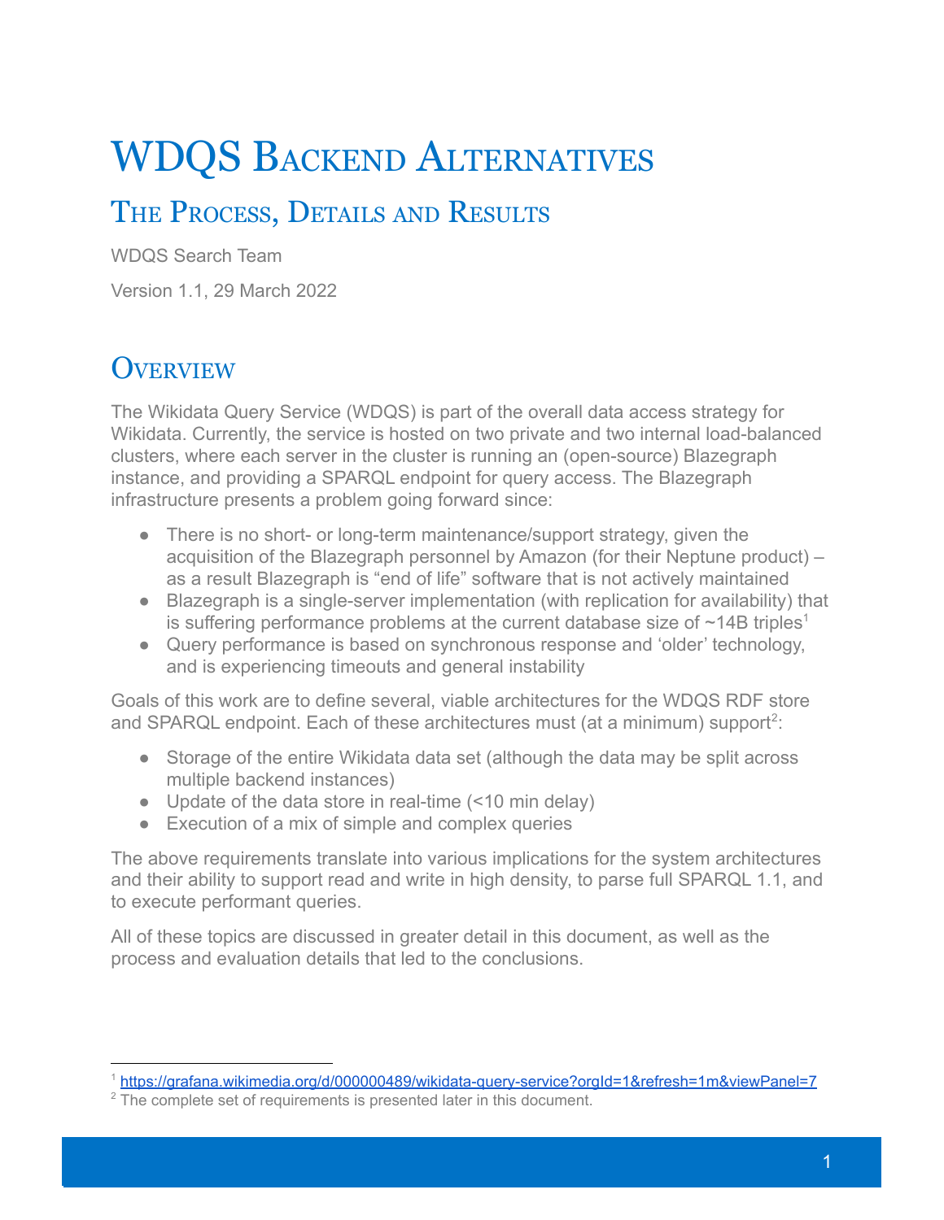# WDQS Backend Alternatives

## The Process, Details and Results

WDQS Search Team

Version 1.1, 29 March 2022

## Overview

The Wikidata Query Service (WDQS) is part of the overall data access strategy for Wikidata. Currently, the service is hosted on two private and two internal load-balanced clusters, where each server in the cluster is running an (open-source) Blazegraph instance, and providing a SPARQL endpoint for query access. The Blazegraph infrastructure presents a problem going forward since:

- There is no short- or long-term maintenance/support strategy, given the acquisition of the Blazegraph personnel by Amazon (for their Neptune product) – as a result Blazegraph is "end of life" software that is not actively maintained
- Blazegraph is a single-server implementation (with replication for availability) that is suffering performance problems at the current database size of ~14B triples[1]
- Query performance is based on synchronous response and 'older' technology, and is experiencing timeouts and general instability

Goals of this work are to define several, viable architectures for the WDQS RDF store and SPARQL endpoint. Each of these architectures must (at a minimum) support[2]:

- Storage of the entire Wikidata data set (although the data may be split across multiple backend instances)
- Update of the data store in real-time (<10 min delay)
- Execution of a mix of simple and complex queries

The above requirements translate into various implications for the system architectures and their ability to support read and write in high density, to parse full SPARQL 1.1, and to execute performant queries.

All of these topics are discussed in greater detail in this document, as well as the process and evaluation details that led to the conclusions.

---

[1] https://grafana.wikimedia.org/d/000000489/wikidata-query-service?orgId=1&refresh=1m&viewPanel=7

[2] The complete set of requirements is presented later in this document.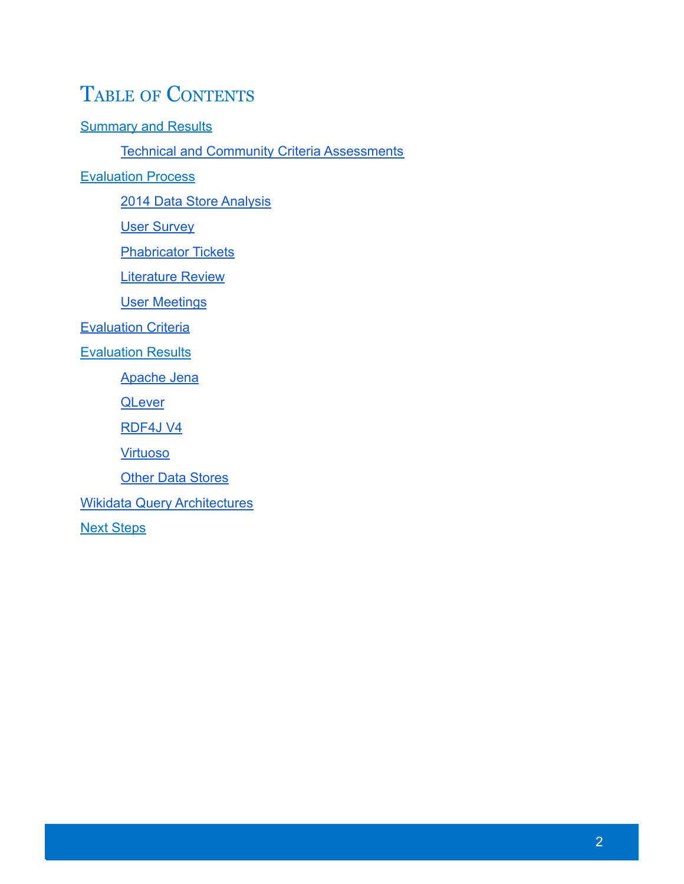# Table of Contents

- Summary and Results
  - Technical and Community Criteria Assessments
- Evaluation Process
  - 2014 Data Store Analysis
  - User Survey
  - Phabricator Tickets
  - Literature Review
  - User Meetings
- Evaluation Criteria
- Evaluation Results
  - Apache Jena
  - QLever
  - RDF4J V4
  - Virtuoso
  - Other Data Stores
- Wikidata Query Architectures
- Next Steps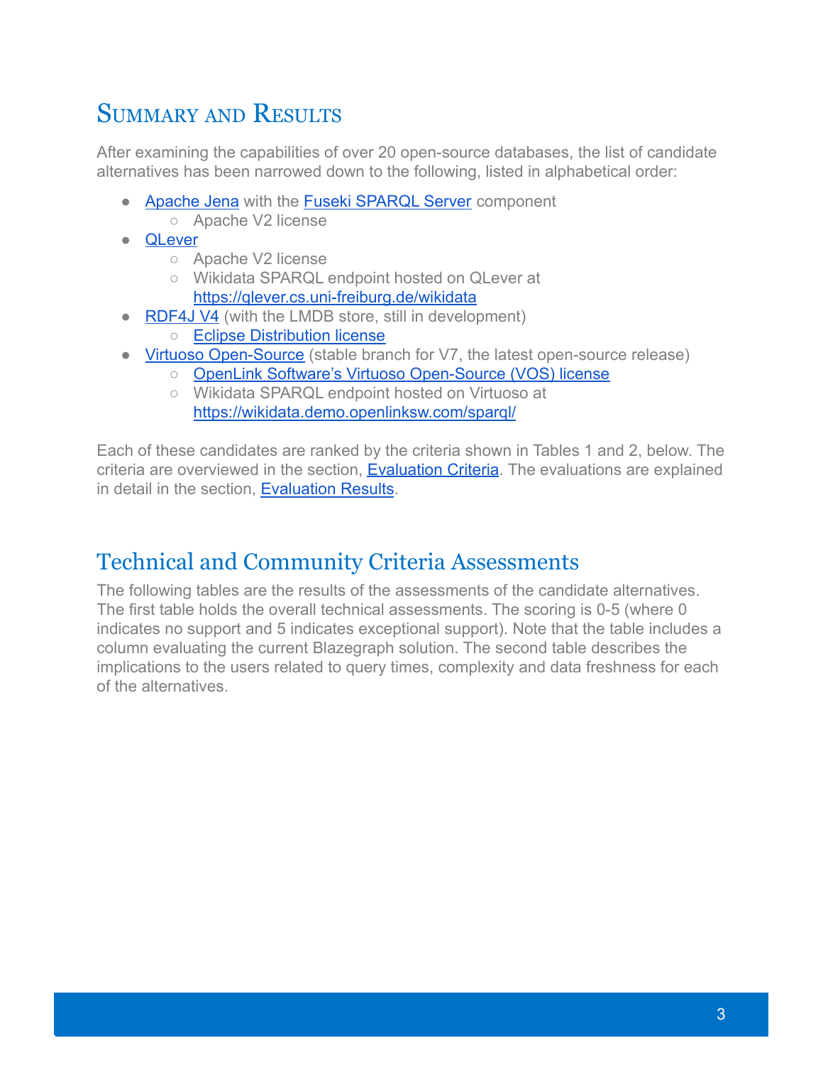## Summary and Results

After examining the capabilities of over 20 open-source databases, the list of candidate alternatives has been narrowed down to the following, listed in alphabetical order:

- Apache Jena with the Fuseki SPARQL Server component
  - Apache V2 license
- QLever
  - Apache V2 license
  - Wikidata SPARQL endpoint hosted on QLever at https://qlever.cs.uni-freiburg.de/wikidata
- RDF4J V4 (with the LMDB store, still in development)
  - Eclipse Distribution license
- Virtuoso Open-Source (stable branch for V7, the latest open-source release)
  - OpenLink Software's Virtuoso Open-Source (VOS) license
  - Wikidata SPARQL endpoint hosted on Virtuoso at https://wikidata.demo.openlinksw.com/sparql/

Each of these candidates are ranked by the criteria shown in Tables 1 and 2, below. The criteria are overviewed in the section, Evaluation Criteria. The evaluations are explained in detail in the section, Evaluation Results.

## Technical and Community Criteria Assessments

The following tables are the results of the assessments of the candidate alternatives. The first table holds the overall technical assessments. The scoring is 0-5 (where 0 indicates no support and 5 indicates exceptional support). Note that the table includes a column evaluating the current Blazegraph solution. The second table describes the implications to the users related to query times, complexity and data freshness for each of the alternatives.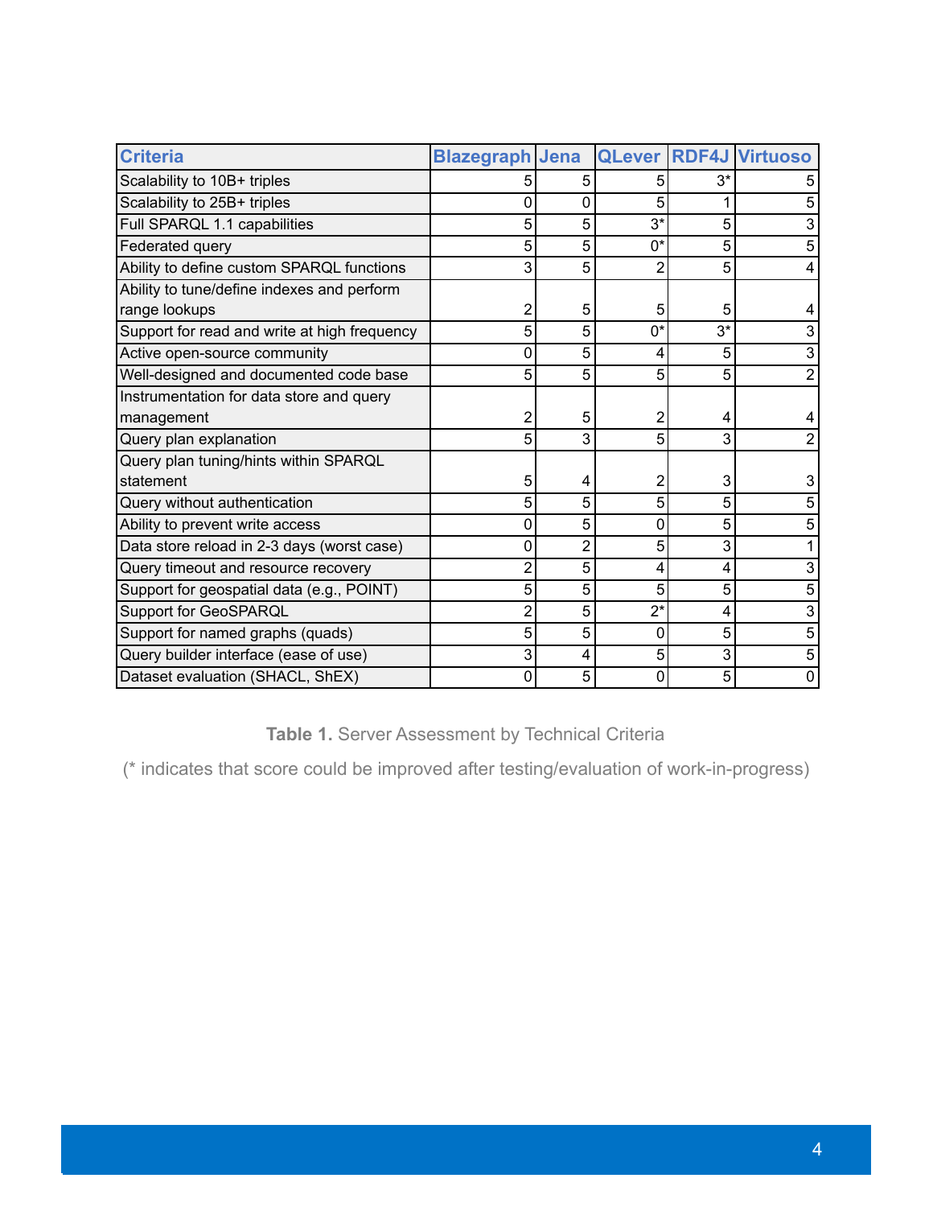| Criteria | Blazegraph | Jena | QLever | RDF4J | Virtuoso |
|---|---|---|---|---|---|
| Scalability to 10B+ triples | 5 | 5 | 5 | 3* | 5 |
| Scalability to 25B+ triples | 0 | 0 | 5 | 1 | 5 |
| Full SPARQL 1.1 capabilities | 5 | 5 | 3* | 5 | 3 |
| Federated query | 5 | 5 | 0* | 5 | 5 |
| Ability to define custom SPARQL functions | 3 | 5 | 2 | 5 | 4 |
| Ability to tune/define indexes and perform range lookups | 2 | 5 | 5 | 5 | 4 |
| Support for read and write at high frequency | 5 | 5 | 0* | 3* | 3 |
| Active open-source community | 0 | 5 | 4 | 5 | 3 |
| Well-designed and documented code base | 5 | 5 | 5 | 5 | 2 |
| Instrumentation for data store and query management | 2 | 5 | 2 | 4 | 4 |
| Query plan explanation | 5 | 3 | 5 | 3 | 2 |
| Query plan tuning/hints within SPARQL statement | 5 | 4 | 2 | 3 | 3 |
| Query without authentication | 5 | 5 | 5 | 5 | 5 |
| Ability to prevent write access | 0 | 5 | 0 | 5 | 5 |
| Data store reload in 2-3 days (worst case) | 0 | 2 | 5 | 3 | 1 |
| Query timeout and resource recovery | 2 | 5 | 4 | 4 | 3 |
| Support for geospatial data (e.g., POINT) | 5 | 5 | 5 | 5 | 5 |
| Support for GeoSPARQL | 2 | 5 | 2* | 4 | 3 |
| Support for named graphs (quads) | 5 | 5 | 0 | 5 | 5 |
| Query builder interface (ease of use) | 3 | 4 | 5 | 3 | 5 |
| Dataset evaluation (SHACL, ShEX) | 0 | 5 | 0 | 5 | 0 |

**Table 1.** Server Assessment by Technical Criteria

(* indicates that score could be improved after testing/evaluation of work-in-progress)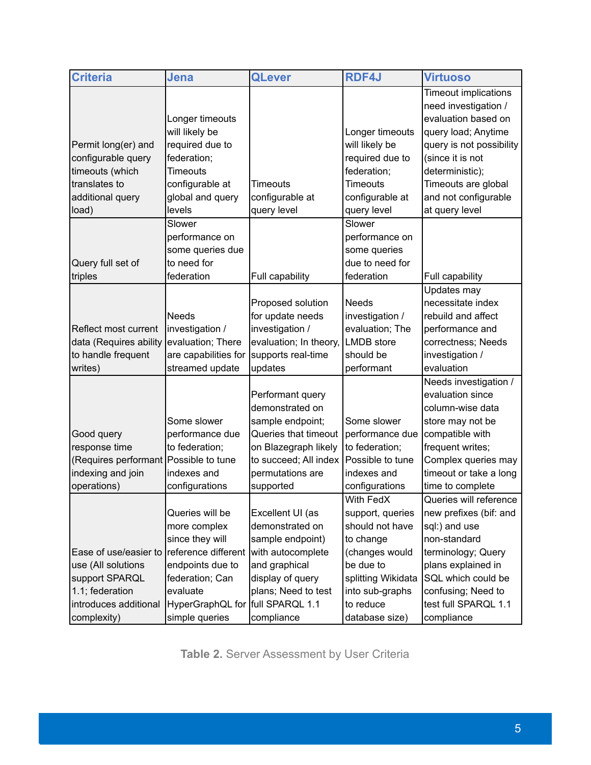| Criteria | Jena | QLever | RDF4J | Virtuoso |
|---|---|---|---|---|
| Permit long(er) and configurable query timeouts (which translates to additional query load) | Longer timeouts will likely be required due to federation; Timeouts configurable at global and query levels | Timeouts configurable at query level | Longer timeouts will likely be required due to federation; Timeouts configurable at query level | Timeout implications need investigation / evaluation based on query load; Anytime query is not possibility (since it is not deterministic); Timeouts are global and not configurable at query level |
| Query full set of triples | Slower performance on some queries due to need for federation | Full capability | Slower performance on some queries due to need for federation | Full capability |
| Reflect most current data (Requires ability to handle frequent writes) | Needs investigation / evaluation; There are capabilities for streamed update | Proposed solution for update needs investigation / evaluation; In theory, supports real-time updates | Needs investigation / evaluation; The LMDB store should be performant | Updates may necessitate index rebuild and affect performance and correctness; Needs investigation / evaluation |
| Good query response time (Requires performant indexing and join operations) | Some slower performance due to federation; Possible to tune indexes and configurations | Performant query demonstrated on sample endpoint; Queries that timeout on Blazegraph likely to succeed; All index permutations are supported | Some slower performance due to federation; Possible to tune indexes and configurations | Needs investigation / evaluation since column-wise data store may not be compatible with frequent writes; Complex queries may timeout or take a long time to complete |
| Ease of use/easier to use (All solutions support SPARQL 1.1; federation introduces additional complexity) | Queries will be more complex since they will reference different endpoints due to federation; Can evaluate HyperGraphQL for simple queries | Excellent UI (as demonstrated on sample endpoint) with autocomplete and graphical display of query plans; Need to test full SPARQL 1.1 compliance | With FedX support, queries should not have to change (changes would be due to splitting Wikidata into sub-graphs to reduce database size) | Queries will reference new prefixes (bif: and sql:) and use non-standard terminology; Query plans explained in SQL which could be confusing; Need to test full SPARQL 1.1 compliance |

**Table 2.** Server Assessment by User Criteria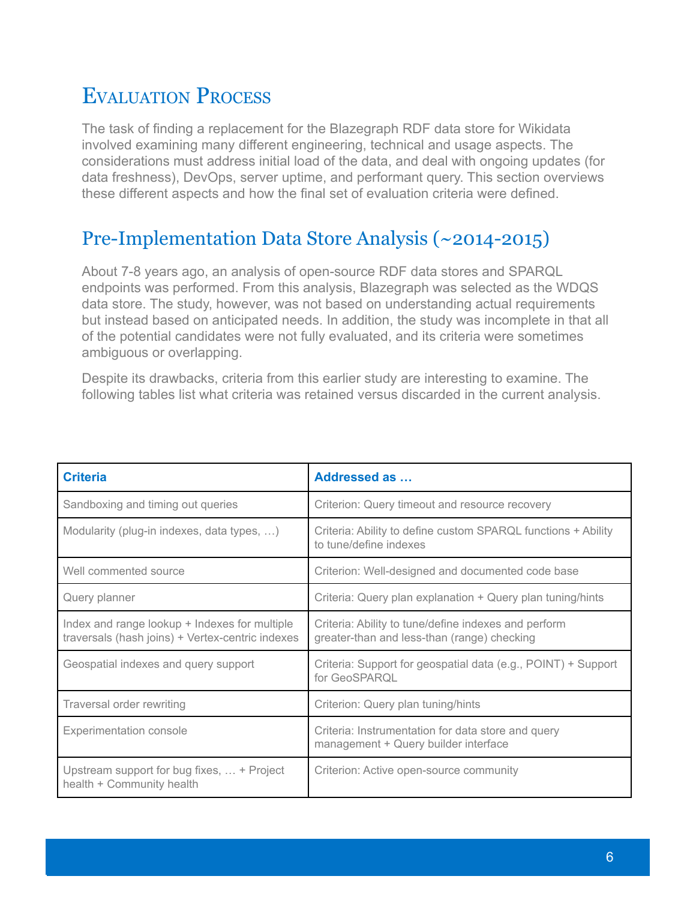# Evaluation Process

The task of finding a replacement for the Blazegraph RDF data store for Wikidata involved examining many different engineering, technical and usage aspects. The considerations must address initial load of the data, and deal with ongoing updates (for data freshness), DevOps, server uptime, and performant query. This section overviews these different aspects and how the final set of evaluation criteria were defined.

## Pre-Implementation Data Store Analysis (~2014-2015)

About 7-8 years ago, an analysis of open-source RDF data stores and SPARQL endpoints was performed. From this analysis, Blazegraph was selected as the WDQS data store. The study, however, was not based on understanding actual requirements but instead based on anticipated needs. In addition, the study was incomplete in that all of the potential candidates were not fully evaluated, and its criteria were sometimes ambiguous or overlapping.

Despite its drawbacks, criteria from this earlier study are interesting to examine. The following tables list what criteria was retained versus discarded in the current analysis.

| **Criteria** | **Addressed as …** |
|---|---|
| Sandboxing and timing out queries | Criterion: Query timeout and resource recovery |
| Modularity (plug-in indexes, data types, …) | Criteria: Ability to define custom SPARQL functions + Ability to tune/define indexes |
| Well commented source | Criterion: Well-designed and documented code base |
| Query planner | Criteria: Query plan explanation + Query plan tuning/hints |
| Index and range lookup + Indexes for multiple traversals (hash joins) + Vertex-centric indexes | Criteria: Ability to tune/define indexes and perform greater-than and less-than (range) checking |
| Geospatial indexes and query support | Criteria: Support for geospatial data (e.g., POINT) + Support for GeoSPARQL |
| Traversal order rewriting | Criterion: Query plan tuning/hints |
| Experimentation console | Criteria: Instrumentation for data store and query management + Query builder interface |
| Upstream support for bug fixes, … + Project health + Community health | Criterion: Active open-source community |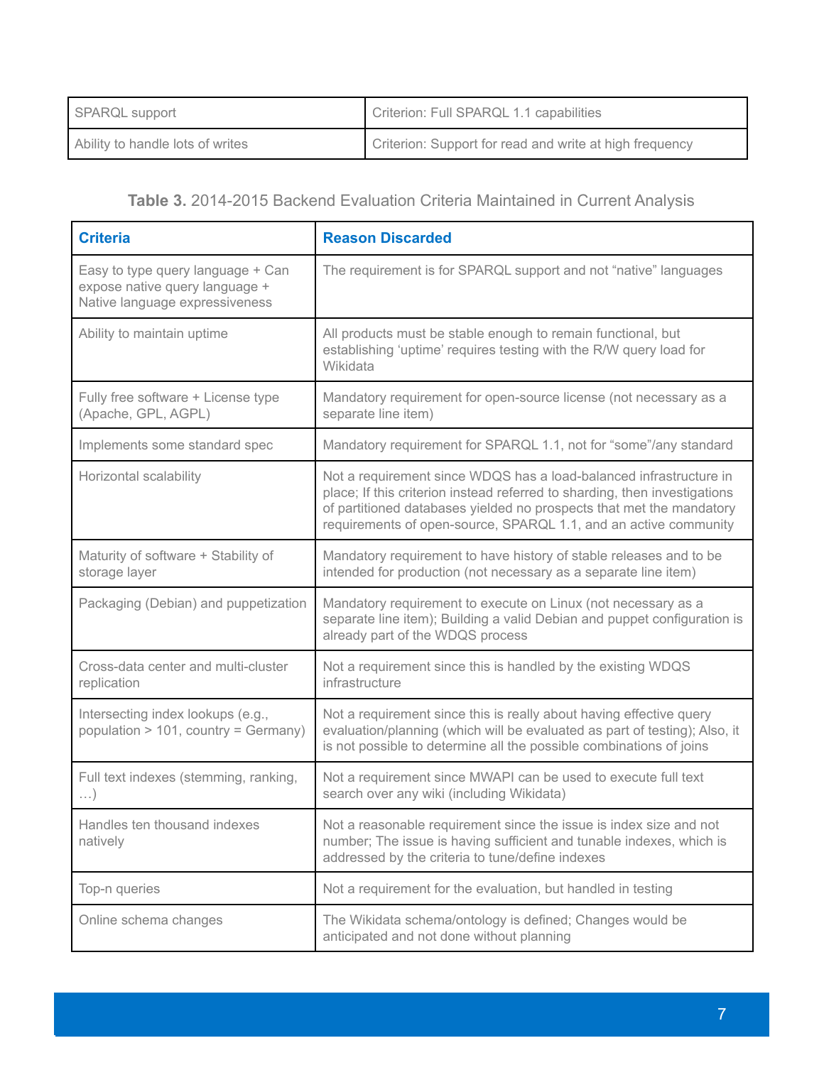| SPARQL support | Criterion: Full SPARQL 1.1 capabilities |
|---|---|
| Ability to handle lots of writes | Criterion: Support for read and write at high frequency |

**Table 3.** 2014-2015 Backend Evaluation Criteria Maintained in Current Analysis

| Criteria | Reason Discarded |
|---|---|
| Easy to type query language + Can expose native query language + Native language expressiveness | The requirement is for SPARQL support and not "native" languages |
| Ability to maintain uptime | All products must be stable enough to remain functional, but establishing 'uptime' requires testing with the R/W query load for Wikidata |
| Fully free software + License type (Apache, GPL, AGPL) | Mandatory requirement for open-source license (not necessary as a separate line item) |
| Implements some standard spec | Mandatory requirement for SPARQL 1.1, not for "some"/any standard |
| Horizontal scalability | Not a requirement since WDQS has a load-balanced infrastructure in place; If this criterion instead referred to sharding, then investigations of partitioned databases yielded no prospects that met the mandatory requirements of open-source, SPARQL 1.1, and an active community |
| Maturity of software + Stability of storage layer | Mandatory requirement to have history of stable releases and to be intended for production (not necessary as a separate line item) |
| Packaging (Debian) and puppetization | Mandatory requirement to execute on Linux (not necessary as a separate line item); Building a valid Debian and puppet configuration is already part of the WDQS process |
| Cross-data center and multi-cluster replication | Not a requirement since this is handled by the existing WDQS infrastructure |
| Intersecting index lookups (e.g., population > 101, country = Germany) | Not a requirement since this is really about having effective query evaluation/planning (which will be evaluated as part of testing); Also, it is not possible to determine all the possible combinations of joins |
| Full text indexes (stemming, ranking, …) | Not a requirement since MWAPI can be used to execute full text search over any wiki (including Wikidata) |
| Handles ten thousand indexes natively | Not a reasonable requirement since the issue is index size and not number; The issue is having sufficient and tunable indexes, which is addressed by the criteria to tune/define indexes |
| Top-n queries | Not a requirement for the evaluation, but handled in testing |
| Online schema changes | The Wikidata schema/ontology is defined; Changes would be anticipated and not done without planning |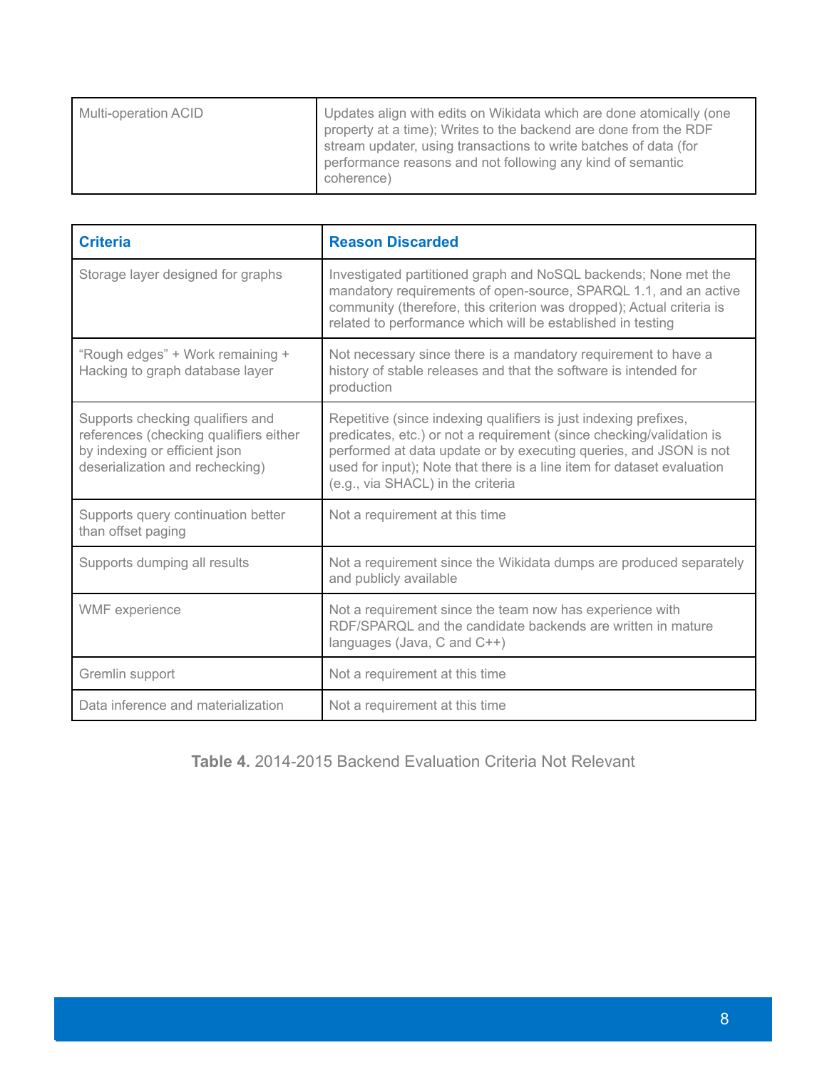| | |
|---|---|
| Multi-operation ACID | Updates align with edits on Wikidata which are done atomically (one property at a time); Writes to the backend are done from the RDF stream updater, using transactions to write batches of data (for performance reasons and not following any kind of semantic coherence) |

| Criteria | Reason Discarded |
|---|---|
| Storage layer designed for graphs | Investigated partitioned graph and NoSQL backends; None met the mandatory requirements of open-source, SPARQL 1.1, and an active community (therefore, this criterion was dropped); Actual criteria is related to performance which will be established in testing |
| "Rough edges" + Work remaining + Hacking to graph database layer | Not necessary since there is a mandatory requirement to have a history of stable releases and that the software is intended for production |
| Supports checking qualifiers and references (checking qualifiers either by indexing or efficient json deserialization and rechecking) | Repetitive (since indexing qualifiers is just indexing prefixes, predicates, etc.) or not a requirement (since checking/validation is performed at data update or by executing queries, and JSON is not used for input); Note that there is a line item for dataset evaluation (e.g., via SHACL) in the criteria |
| Supports query continuation better than offset paging | Not a requirement at this time |
| Supports dumping all results | Not a requirement since the Wikidata dumps are produced separately and publicly available |
| WMF experience | Not a requirement since the team now has experience with RDF/SPARQL and the candidate backends are written in mature languages (Java, C and C++) |
| Gremlin support | Not a requirement at this time |
| Data inference and materialization | Not a requirement at this time |

**Table 4.** 2014-2015 Backend Evaluation Criteria Not Relevant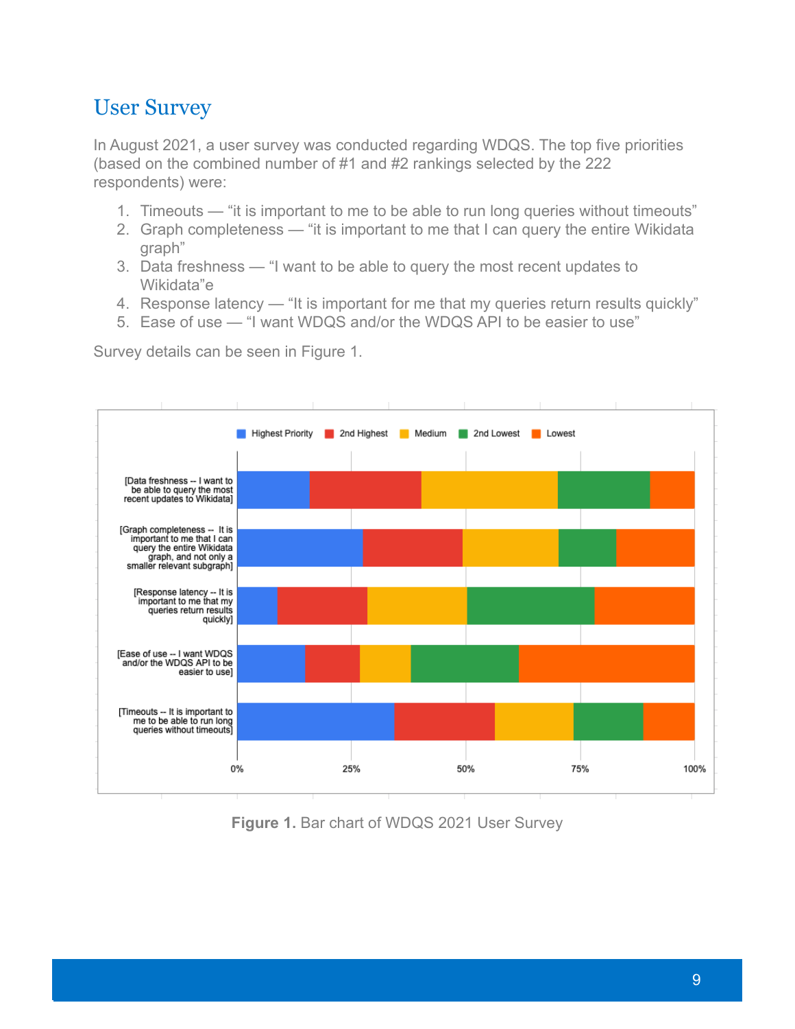## User Survey

In August 2021, a user survey was conducted regarding WDQS. The top five priorities (based on the combined number of #1 and #2 rankings selected by the 222 respondents) were:

1. Timeouts — "it is important to me to be able to run long queries without timeouts"
2. Graph completeness — "it is important to me that I can query the entire Wikidata graph"
3. Data freshness — "I want to be able to query the most recent updates to Wikidata"e
4. Response latency — "It is important for me that my queries return results quickly"
5. Ease of use — "I want WDQS and/or the WDQS API to be easier to use"

Survey details can be seen in Figure 1.

**Figure 1.** Bar chart of WDQS 2021 User Survey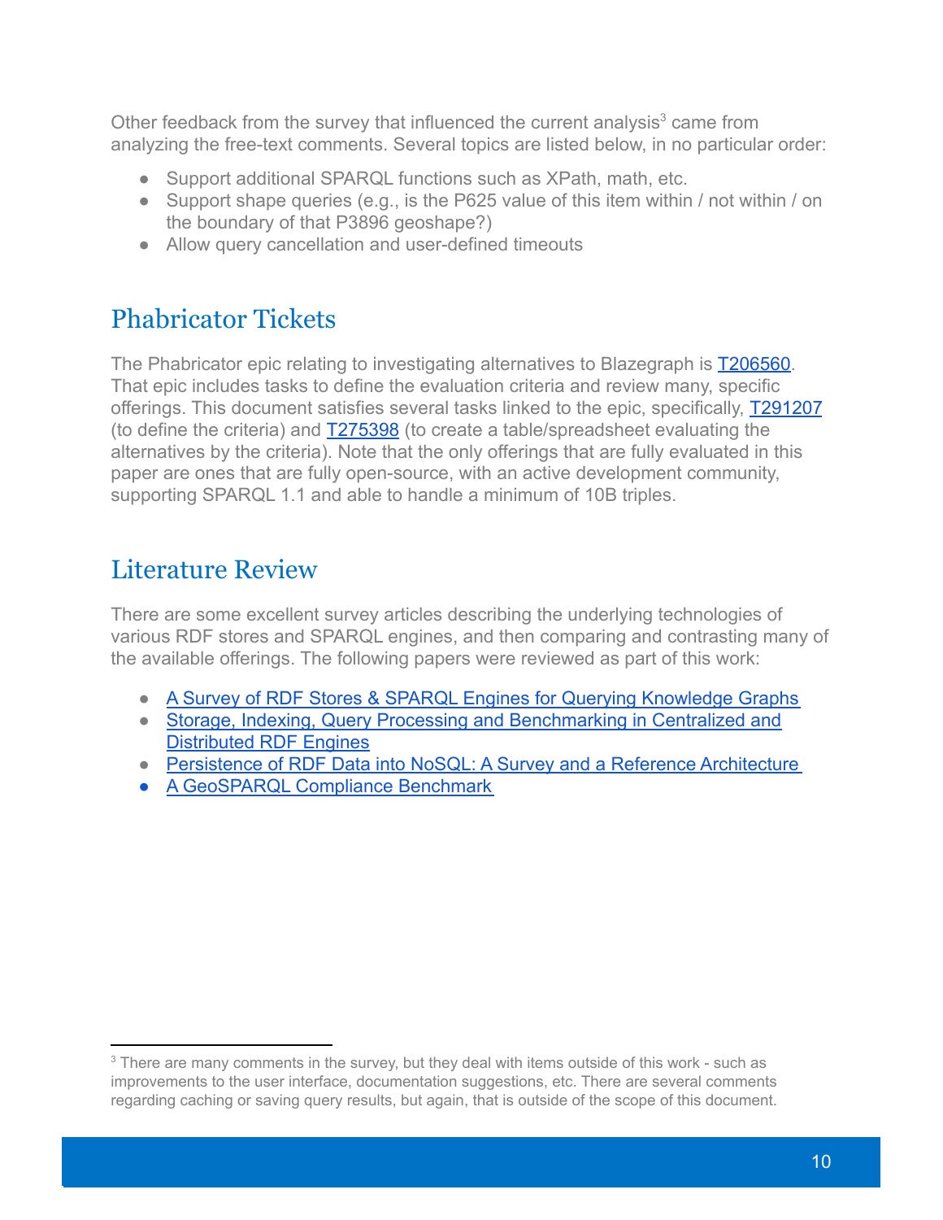Other feedback from the survey that influenced the current analysis[3] came from analyzing the free-text comments. Several topics are listed below, in no particular order:

- Support additional SPARQL functions such as XPath, math, etc.
- Support shape queries (e.g., is the P625 value of this item within / not within / on the boundary of that P3896 geoshape?)
- Allow query cancellation and user-defined timeouts

## Phabricator Tickets

The Phabricator epic relating to investigating alternatives to Blazegraph is T206560. That epic includes tasks to define the evaluation criteria and review many, specific offerings. This document satisfies several tasks linked to the epic, specifically, T291207 (to define the criteria) and T275398 (to create a table/spreadsheet evaluating the alternatives by the criteria). Note that the only offerings that are fully evaluated in this paper are ones that are fully open-source, with an active development community, supporting SPARQL 1.1 and able to handle a minimum of 10B triples.

## Literature Review

There are some excellent survey articles describing the underlying technologies of various RDF stores and SPARQL engines, and then comparing and contrasting many of the available offerings. The following papers were reviewed as part of this work:

- A Survey of RDF Stores & SPARQL Engines for Querying Knowledge Graphs
- Storage, Indexing, Query Processing and Benchmarking in Centralized and Distributed RDF Engines
- Persistence of RDF Data into NoSQL: A Survey and a Reference Architecture
- A GeoSPARQL Compliance Benchmark

[3] There are many comments in the survey, but they deal with items outside of this work - such as improvements to the user interface, documentation suggestions, etc. There are several comments regarding caching or saving query results, but again, that is outside of the scope of this document.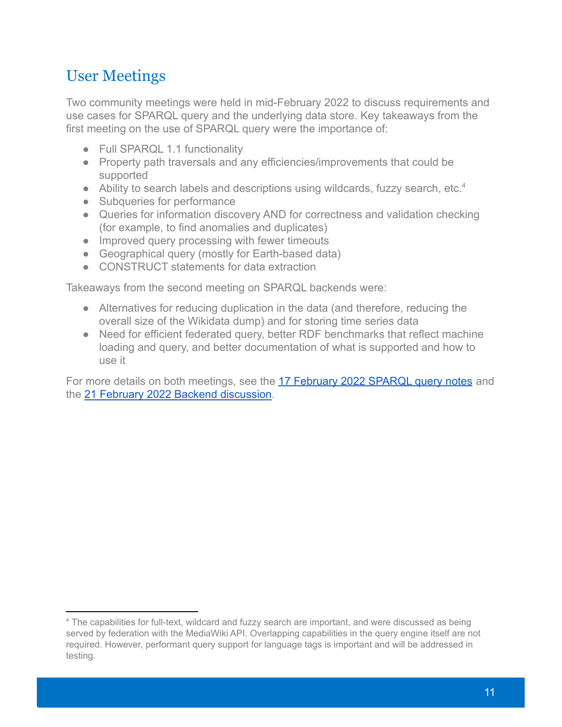## User Meetings

Two community meetings were held in mid-February 2022 to discuss requirements and use cases for SPARQL query and the underlying data store. Key takeaways from the first meeting on the use of SPARQL query were the importance of:

- Full SPARQL 1.1 functionality
- Property path traversals and any efficiencies/improvements that could be supported
- Ability to search labels and descriptions using wildcards, fuzzy search, etc.[4]
- Subqueries for performance
- Queries for information discovery AND for correctness and validation checking (for example, to find anomalies and duplicates)
- Improved query processing with fewer timeouts
- Geographical query (mostly for Earth-based data)
- CONSTRUCT statements for data extraction

Takeaways from the second meeting on SPARQL backends were:

- Alternatives for reducing duplication in the data (and therefore, reducing the overall size of the Wikidata dump) and for storing time series data
- Need for efficient federated query, better RDF benchmarks that reflect machine loading and query, and better documentation of what is supported and how to use it

For more details on both meetings, see the [17 February 2022 SPARQL query notes]() and the [21 February 2022 Backend discussion]().

[4] The capabilities for full-text, wildcard and fuzzy search are important, and were discussed as being served by federation with the MediaWiki API. Overlapping capabilities in the query engine itself are not required. However, performant query support for language tags is important and will be addressed in testing.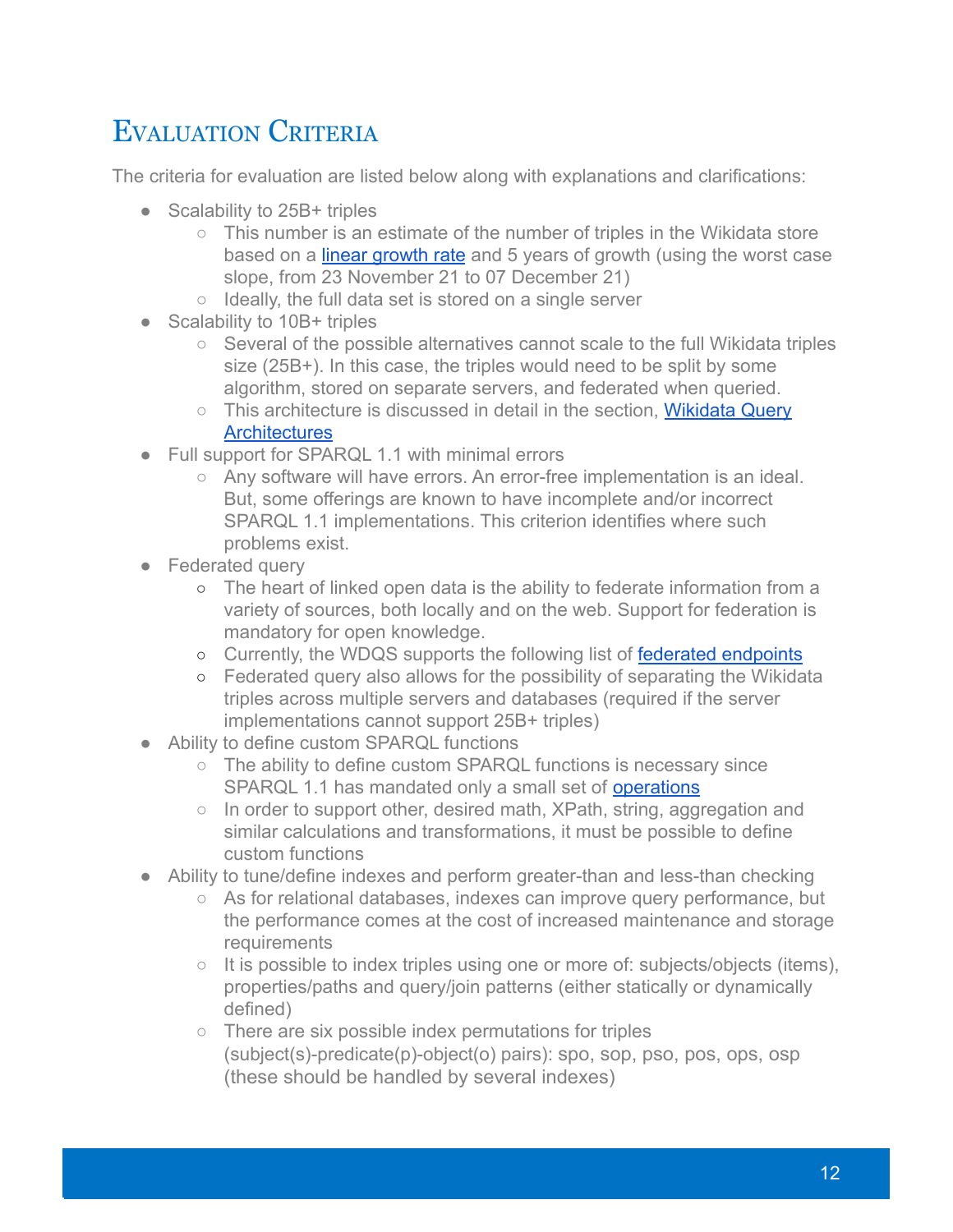# Evaluation Criteria

The criteria for evaluation are listed below along with explanations and clarifications:

- Scalability to 25B+ triples
  - This number is an estimate of the number of triples in the Wikidata store based on a linear growth rate and 5 years of growth (using the worst case slope, from 23 November 21 to 07 December 21)
  - Ideally, the full data set is stored on a single server
- Scalability to 10B+ triples
  - Several of the possible alternatives cannot scale to the full Wikidata triples size (25B+). In this case, the triples would need to be split by some algorithm, stored on separate servers, and federated when queried.
  - This architecture is discussed in detail in the section, Wikidata Query Architectures
- Full support for SPARQL 1.1 with minimal errors
  - Any software will have errors. An error-free implementation is an ideal. But, some offerings are known to have incomplete and/or incorrect SPARQL 1.1 implementations. This criterion identifies where such problems exist.
- Federated query
  - The heart of linked open data is the ability to federate information from a variety of sources, both locally and on the web. Support for federation is mandatory for open knowledge.
  - Currently, the WDQS supports the following list of federated endpoints
  - Federated query also allows for the possibility of separating the Wikidata triples across multiple servers and databases (required if the server implementations cannot support 25B+ triples)
- Ability to define custom SPARQL functions
  - The ability to define custom SPARQL functions is necessary since SPARQL 1.1 has mandated only a small set of operations
  - In order to support other, desired math, XPath, string, aggregation and similar calculations and transformations, it must be possible to define custom functions
- Ability to tune/define indexes and perform greater-than and less-than checking
  - As for relational databases, indexes can improve query performance, but the performance comes at the cost of increased maintenance and storage requirements
  - It is possible to index triples using one or more of: subjects/objects (items), properties/paths and query/join patterns (either statically or dynamically defined)
  - There are six possible index permutations for triples (subject(s)-predicate(p)-object(o) pairs): spo, sop, pso, pos, ops, osp (these should be handled by several indexes)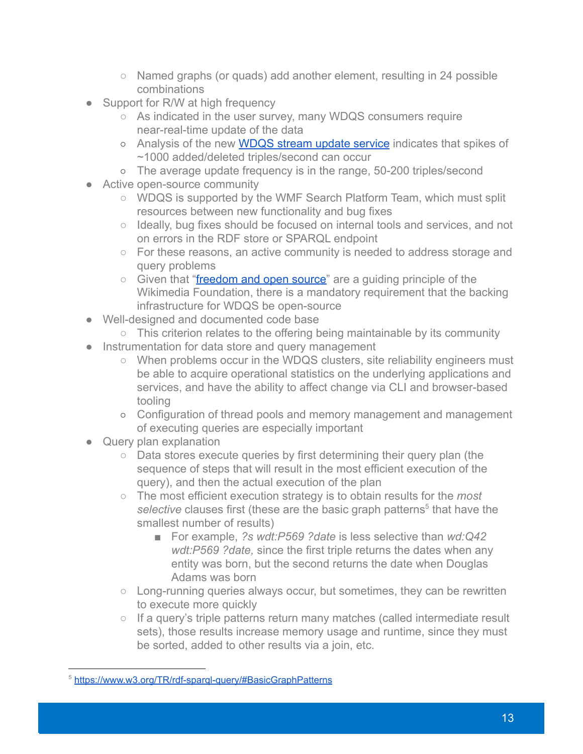- Named graphs (or quads) add another element, resulting in 24 possible combinations
- Support for R/W at high frequency
    - As indicated in the user survey, many WDQS consumers require near-real-time update of the data
    - Analysis of the new [WDQS stream update service](#) indicates that spikes of ~1000 added/deleted triples/second can occur
    - The average update frequency is in the range, 50-200 triples/second
- Active open-source community
    - WDQS is supported by the WMF Search Platform Team, which must split resources between new functionality and bug fixes
    - Ideally, bug fixes should be focused on internal tools and services, and not on errors in the RDF store or SPARQL endpoint
    - For these reasons, an active community is needed to address storage and query problems
    - Given that "[freedom and open source](#)" are a guiding principle of the Wikimedia Foundation, there is a mandatory requirement that the backing infrastructure for WDQS be open-source
- Well-designed and documented code base
    - This criterion relates to the offering being maintainable by its community
- Instrumentation for data store and query management
    - When problems occur in the WDQS clusters, site reliability engineers must be able to acquire operational statistics on the underlying applications and services, and have the ability to affect change via CLI and browser-based tooling
    - Configuration of thread pools and memory management and management of executing queries are especially important
- Query plan explanation
    - Data stores execute queries by first determining their query plan (the sequence of steps that will result in the most efficient execution of the query), and then the actual execution of the plan
    - The most efficient execution strategy is to obtain results for the *most selective* clauses first (these are the basic graph patterns[5] that have the smallest number of results)
        - For example, *?s wdt:P569 ?date* is less selective than *wd:Q42 wdt:P569 ?date,* since the first triple returns the dates when any entity was born, but the second returns the date when Douglas Adams was born
    - Long-running queries always occur, but sometimes, they can be rewritten to execute more quickly
    - If a query's triple patterns return many matches (called intermediate result sets), those results increase memory usage and runtime, since they must be sorted, added to other results via a join, etc.

[5] https://www.w3.org/TR/rdf-sparql-query/#BasicGraphPatterns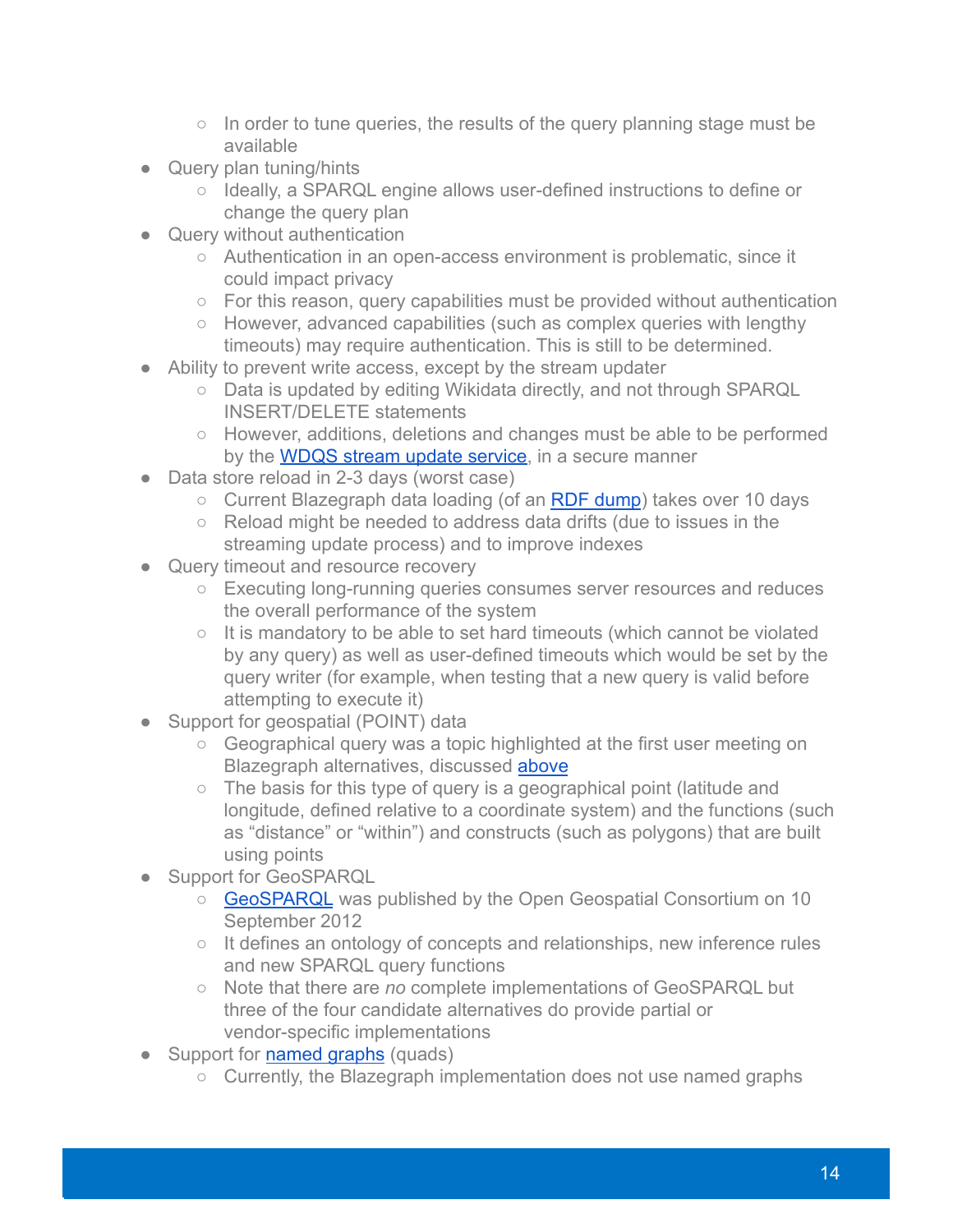- In order to tune queries, the results of the query planning stage must be available
- Query plan tuning/hints
    - Ideally, a SPARQL engine allows user-defined instructions to define or change the query plan
- Query without authentication
    - Authentication in an open-access environment is problematic, since it could impact privacy
    - For this reason, query capabilities must be provided without authentication
    - However, advanced capabilities (such as complex queries with lengthy timeouts) may require authentication. This is still to be determined.
- Ability to prevent write access, except by the stream updater
    - Data is updated by editing Wikidata directly, and not through SPARQL INSERT/DELETE statements
    - However, additions, deletions and changes must be able to be performed by the WDQS stream update service, in a secure manner
- Data store reload in 2-3 days (worst case)
    - Current Blazegraph data loading (of an RDF dump) takes over 10 days
    - Reload might be needed to address data drifts (due to issues in the streaming update process) and to improve indexes
- Query timeout and resource recovery
    - Executing long-running queries consumes server resources and reduces the overall performance of the system
    - It is mandatory to be able to set hard timeouts (which cannot be violated by any query) as well as user-defined timeouts which would be set by the query writer (for example, when testing that a new query is valid before attempting to execute it)
- Support for geospatial (POINT) data
    - Geographical query was a topic highlighted at the first user meeting on Blazegraph alternatives, discussed above
    - The basis for this type of query is a geographical point (latitude and longitude, defined relative to a coordinate system) and the functions (such as "distance" or "within") and constructs (such as polygons) that are built using points
- Support for GeoSPARQL
    - GeoSPARQL was published by the Open Geospatial Consortium on 10 September 2012
    - It defines an ontology of concepts and relationships, new inference rules and new SPARQL query functions
    - Note that there are *no* complete implementations of GeoSPARQL but three of the four candidate alternatives do provide partial or vendor-specific implementations
- Support for named graphs (quads)
    - Currently, the Blazegraph implementation does not use named graphs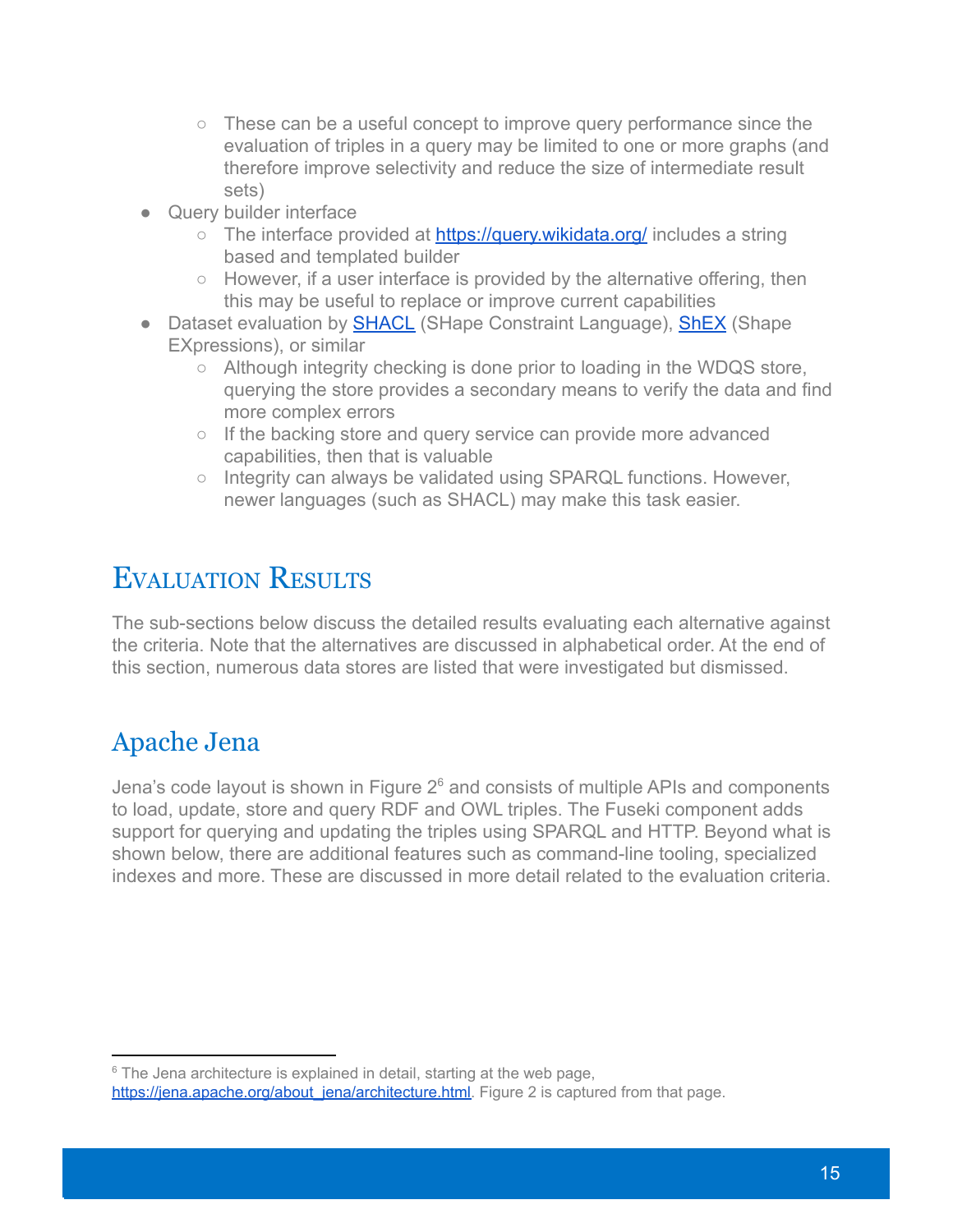- These can be a useful concept to improve query performance since the evaluation of triples in a query may be limited to one or more graphs (and therefore improve selectivity and reduce the size of intermediate result sets)
- Query builder interface
    - The interface provided at [https://query.wikidata.org/](https://query.wikidata.org/) includes a string based and templated builder
    - However, if a user interface is provided by the alternative offering, then this may be useful to replace or improve current capabilities
- Dataset evaluation by [SHACL](#) (SHape Constraint Language), [ShEX](#) (Shape EXpressions), or similar
    - Although integrity checking is done prior to loading in the WDQS store, querying the store provides a secondary means to verify the data and find more complex errors
    - If the backing store and query service can provide more advanced capabilities, then that is valuable
    - Integrity can always be validated using SPARQL functions. However, newer languages (such as SHACL) may make this task easier.

# Evaluation Results

The sub-sections below discuss the detailed results evaluating each alternative against the criteria. Note that the alternatives are discussed in alphabetical order. At the end of this section, numerous data stores are listed that were investigated but dismissed.

## Apache Jena

Jena's code layout is shown in Figure 2[6] and consists of multiple APIs and components to load, update, store and query RDF and OWL triples. The Fuseki component adds support for querying and updating the triples using SPARQL and HTTP. Beyond what is shown below, there are additional features such as command-line tooling, specialized indexes and more. These are discussed in more detail related to the evaluation criteria.

[6] The Jena architecture is explained in detail, starting at the web page, [https://jena.apache.org/about_jena/architecture.html](https://jena.apache.org/about_jena/architecture.html). Figure 2 is captured from that page.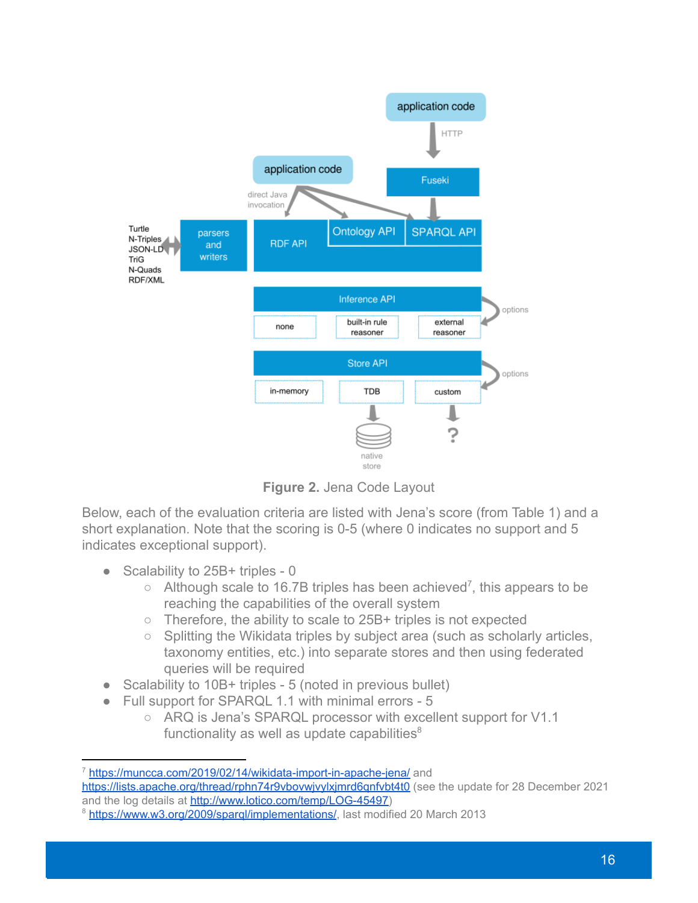**Figure 2.** Jena Code Layout

Below, each of the evaluation criteria are listed with Jena's score (from Table 1) and a short explanation. Note that the scoring is 0-5 (where 0 indicates no support and 5 indicates exceptional support).

- Scalability to 25B+ triples - 0
  - Although scale to 16.7B triples has been achieved[7], this appears to be reaching the capabilities of the overall system
  - Therefore, the ability to scale to 25B+ triples is not expected
  - Splitting the Wikidata triples by subject area (such as scholarly articles, taxonomy entities, etc.) into separate stores and then using federated queries will be required
- Scalability to 10B+ triples - 5 (noted in previous bullet)
- Full support for SPARQL 1.1 with minimal errors - 5
  - ARQ is Jena's SPARQL processor with excellent support for V1.1 functionality as well as update capabilities[8]

---

[7] https://muncca.com/2019/02/14/wikidata-import-in-apache-jena/ and https://lists.apache.org/thread/rphn74r9vbovwjvylxjmrd6qnfvbt4t0 (see the update for 28 December 2021 and the log details at http://www.lotico.com/temp/LOG-45497)

[8] https://www.w3.org/2009/sparql/implementations/, last modified 20 March 2013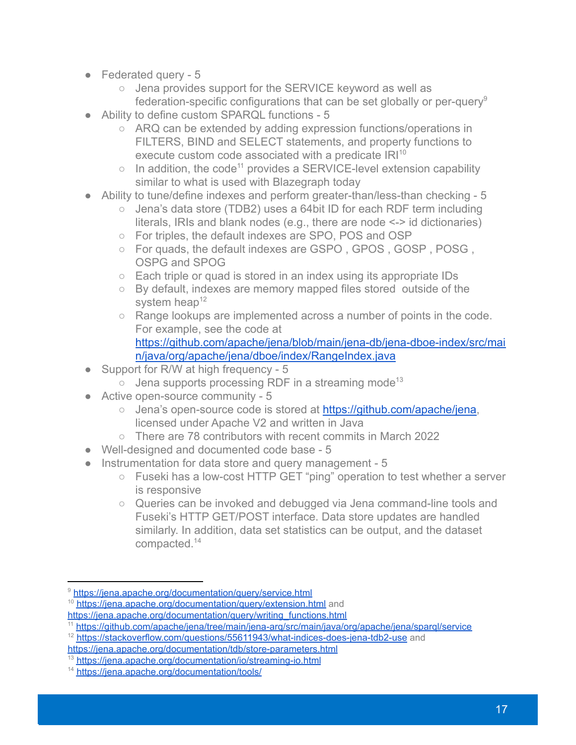- Federated query - 5
  - Jena provides support for the SERVICE keyword as well as federation-specific configurations that can be set globally or per-query[9]
- Ability to define custom SPARQL functions - 5
  - ARQ can be extended by adding expression functions/operations in FILTERS, BIND and SELECT statements, and property functions to execute custom code associated with a predicate IRI[10]
  - In addition, the code[11] provides a SERVICE-level extension capability similar to what is used with Blazegraph today
- Ability to tune/define indexes and perform greater-than/less-than checking - 5
  - Jena's data store (TDB2) uses a 64bit ID for each RDF term including literals, IRIs and blank nodes (e.g., there are node <-> id dictionaries)
  - For triples, the default indexes are SPO, POS and OSP
  - For quads, the default indexes are GSPO , GPOS , GOSP , POSG , OSPG and SPOG
  - Each triple or quad is stored in an index using its appropriate IDs
  - By default, indexes are memory mapped files stored outside of the system heap[12]
  - Range lookups are implemented across a number of points in the code. For example, see the code at [https://github.com/apache/jena/blob/main/jena-db/jena-dboe-index/src/main/java/org/apache/jena/dboe/index/RangeIndex.java](https://github.com/apache/jena/blob/main/jena-db/jena-dboe-index/src/main/java/org/apache/jena/dboe/index/RangeIndex.java)
- Support for R/W at high frequency - 5
  - Jena supports processing RDF in a streaming mode[13]
- Active open-source community - 5
  - Jena's open-source code is stored at [https://github.com/apache/jena](https://github.com/apache/jena), licensed under Apache V2 and written in Java
  - There are 78 contributors with recent commits in March 2022
- Well-designed and documented code base - 5
- Instrumentation for data store and query management - 5
  - Fuseki has a low-cost HTTP GET "ping" operation to test whether a server is responsive
  - Queries can be invoked and debugged via Jena command-line tools and Fuseki's HTTP GET/POST interface. Data store updates are handled similarly. In addition, data set statistics can be output, and the dataset compacted.[14]

---

[9] https://jena.apache.org/documentation/query/service.html

[10] https://jena.apache.org/documentation/query/extension.html and https://jena.apache.org/documentation/query/writing_functions.html

[11] https://github.com/apache/jena/tree/main/jena-arq/src/main/java/org/apache/jena/sparql/service

[12] https://stackoverflow.com/questions/55611943/what-indices-does-jena-tdb2-use and https://jena.apache.org/documentation/tdb/store-parameters.html

[13] https://jena.apache.org/documentation/io/streaming-io.html

[14] https://jena.apache.org/documentation/tools/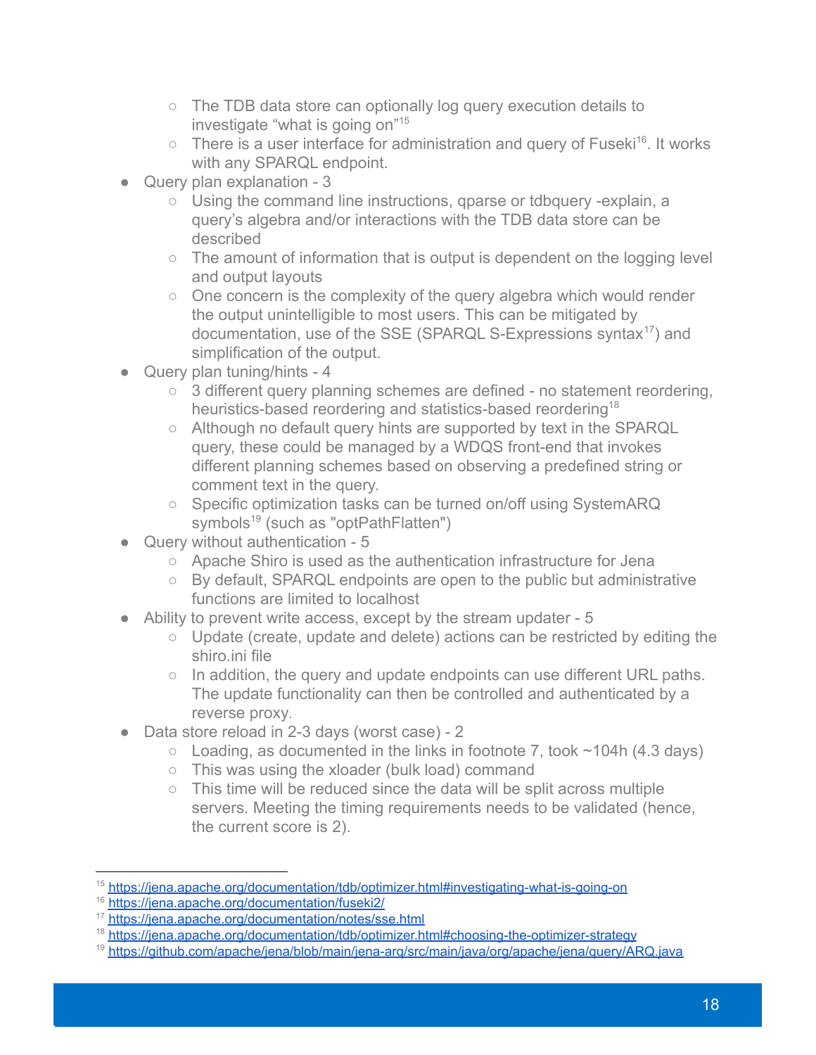- The TDB data store can optionally log query execution details to investigate "what is going on"[15]
  - There is a user interface for administration and query of Fuseki[16]. It works with any SPARQL endpoint.
- Query plan explanation - 3
  - Using the command line instructions, qparse or tdbquery -explain, a query's algebra and/or interactions with the TDB data store can be described
  - The amount of information that is output is dependent on the logging level and output layouts
  - One concern is the complexity of the query algebra which would render the output unintelligible to most users. This can be mitigated by documentation, use of the SSE (SPARQL S-Expressions syntax[17]) and simplification of the output.
- Query plan tuning/hints - 4
  - 3 different query planning schemes are defined - no statement reordering, heuristics-based reordering and statistics-based reordering[18]
  - Although no default query hints are supported by text in the SPARQL query, these could be managed by a WDQS front-end that invokes different planning schemes based on observing a predefined string or comment text in the query.
  - Specific optimization tasks can be turned on/off using SystemARQ symbols[19] (such as "optPathFlatten")
- Query without authentication - 5
  - Apache Shiro is used as the authentication infrastructure for Jena
  - By default, SPARQL endpoints are open to the public but administrative functions are limited to localhost
- Ability to prevent write access, except by the stream updater - 5
  - Update (create, update and delete) actions can be restricted by editing the shiro.ini file
  - In addition, the query and update endpoints can use different URL paths. The update functionality can then be controlled and authenticated by a reverse proxy.
- Data store reload in 2-3 days (worst case) - 2
  - Loading, as documented in the links in footnote 7, took ~104h (4.3 days)
  - This was using the xloader (bulk load) command
  - This time will be reduced since the data will be split across multiple servers. Meeting the timing requirements needs to be validated (hence, the current score is 2).

---

[15] https://jena.apache.org/documentation/tdb/optimizer.html#investigating-what-is-going-on
[16] https://jena.apache.org/documentation/fuseki2/
[17] https://jena.apache.org/documentation/notes/sse.html
[18] https://jena.apache.org/documentation/tdb/optimizer.html#choosing-the-optimizer-strategy
[19] https://github.com/apache/jena/blob/main/jena-arq/src/main/java/org/apache/jena/query/ARQ.java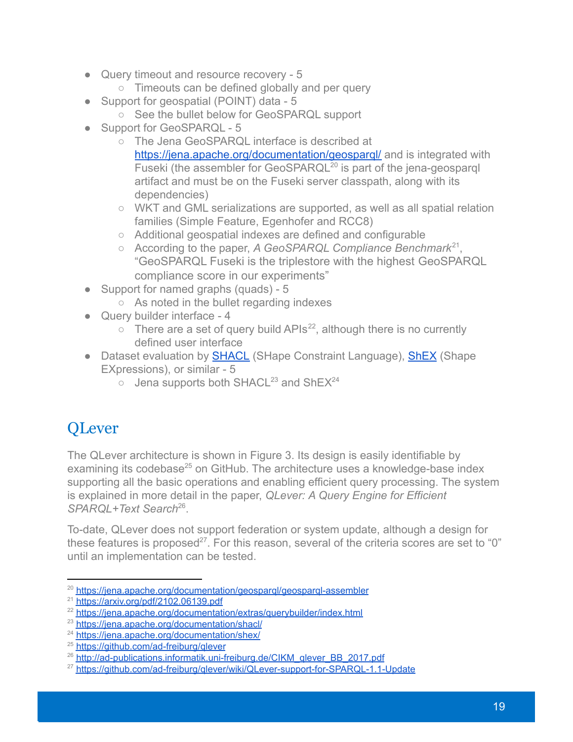- Query timeout and resource recovery - 5
    - Timeouts can be defined globally and per query
- Support for geospatial (POINT) data - 5
    - See the bullet below for GeoSPARQL support
- Support for GeoSPARQL - 5
    - The Jena GeoSPARQL interface is described at https://jena.apache.org/documentation/geosparql/ and is integrated with Fuseki (the assembler for GeoSPARQL[20] is part of the jena-geosparql artifact and must be on the Fuseki server classpath, along with its dependencies)
    - WKT and GML serializations are supported, as well as all spatial relation families (Simple Feature, Egenhofer and RCC8)
    - Additional geospatial indexes are defined and configurable
    - According to the paper, *A GeoSPARQL Compliance Benchmark*[21], "GeoSPARQL Fuseki is the triplestore with the highest GeoSPARQL compliance score in our experiments"
- Support for named graphs (quads) - 5
    - As noted in the bullet regarding indexes
- Query builder interface - 4
    - There are a set of query build APIs[22], although there is no currently defined user interface
- Dataset evaluation by SHACL (SHape Constraint Language), ShEX (Shape EXpressions), or similar - 5
    - Jena supports both SHACL[23] and ShEX[24]

## QLever

The QLever architecture is shown in Figure 3. Its design is easily identifiable by examining its codebase[25] on GitHub. The architecture uses a knowledge-base index supporting all the basic operations and enabling efficient query processing. The system is explained in more detail in the paper, *QLever: A Query Engine for Efficient SPARQL+Text Search*[26].

To-date, QLever does not support federation or system update, although a design for these features is proposed[27]. For this reason, several of the criteria scores are set to "0" until an implementation can be tested.

---

[20] https://jena.apache.org/documentation/geosparql/geosparql-assembler
[21] https://arxiv.org/pdf/2102.06139.pdf
[22] https://jena.apache.org/documentation/extras/querybuilder/index.html
[23] https://jena.apache.org/documentation/shacl/
[24] https://jena.apache.org/documentation/shex/
[25] https://github.com/ad-freiburg/qlever
[26] http://ad-publications.informatik.uni-freiburg.de/CIKM_qlever_BB_2017.pdf
[27] https://github.com/ad-freiburg/qlever/wiki/QLever-support-for-SPARQL-1.1-Update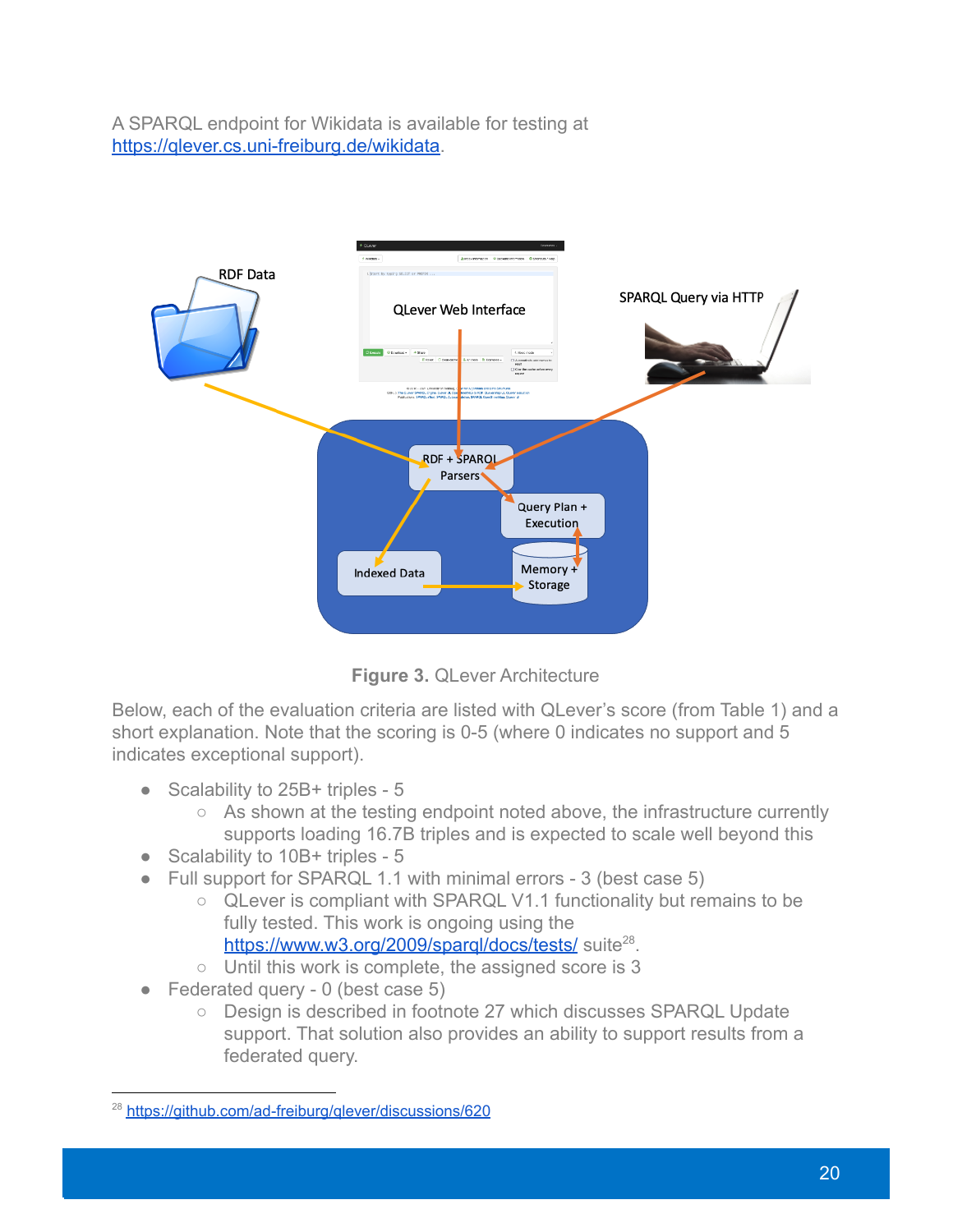A SPARQL endpoint for Wikidata is available for testing at https://qlever.cs.uni-freiburg.de/wikidata.

Figure 3. QLever Architecture

Below, each of the evaluation criteria are listed with QLever's score (from Table 1) and a short explanation. Note that the scoring is 0-5 (where 0 indicates no support and 5 indicates exceptional support).

- Scalability to 25B+ triples - 5
  - As shown at the testing endpoint noted above, the infrastructure currently supports loading 16.7B triples and is expected to scale well beyond this
- Scalability to 10B+ triples - 5
- Full support for SPARQL 1.1 with minimal errors - 3 (best case 5)
  - QLever is compliant with SPARQL V1.1 functionality but remains to be fully tested. This work is ongoing using the https://www.w3.org/2009/sparql/docs/tests/ suite[28].
  - Until this work is complete, the assigned score is 3
- Federated query - 0 (best case 5)
  - Design is described in footnote 27 which discusses SPARQL Update support. That solution also provides an ability to support results from a federated query.

[28] https://github.com/ad-freiburg/qlever/discussions/620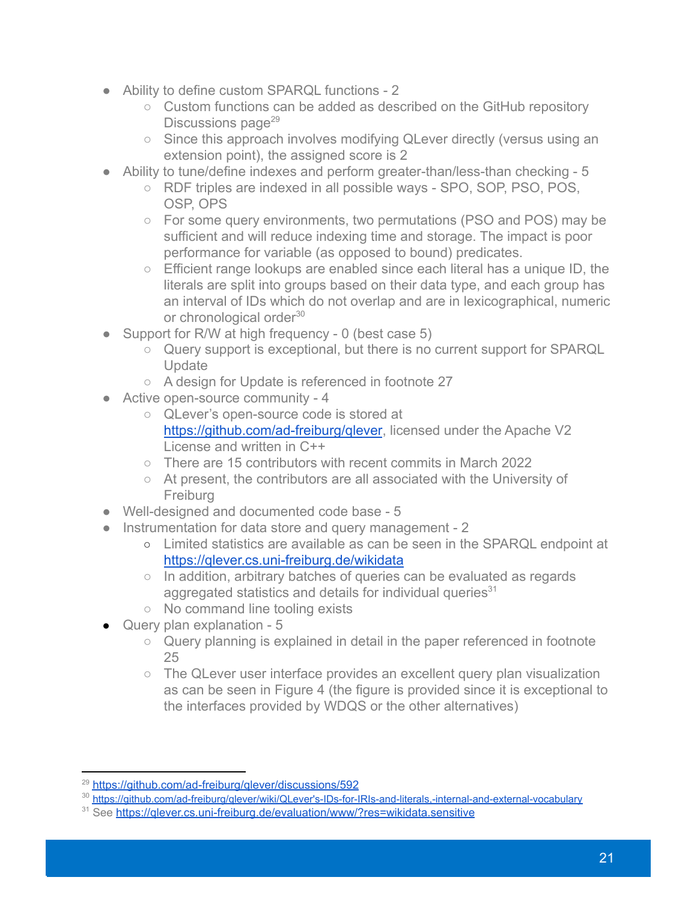- Ability to define custom SPARQL functions - 2
  - Custom functions can be added as described on the GitHub repository Discussions page[29]
  - Since this approach involves modifying QLever directly (versus using an extension point), the assigned score is 2
- Ability to tune/define indexes and perform greater-than/less-than checking - 5
  - RDF triples are indexed in all possible ways - SPO, SOP, PSO, POS, OSP, OPS
  - For some query environments, two permutations (PSO and POS) may be sufficient and will reduce indexing time and storage. The impact is poor performance for variable (as opposed to bound) predicates.
  - Efficient range lookups are enabled since each literal has a unique ID, the literals are split into groups based on their data type, and each group has an interval of IDs which do not overlap and are in lexicographical, numeric or chronological order[30]
- Support for R/W at high frequency - 0 (best case 5)
  - Query support is exceptional, but there is no current support for SPARQL Update
  - A design for Update is referenced in footnote 27
- Active open-source community - 4
  - QLever's open-source code is stored at [https://github.com/ad-freiburg/qlever](https://github.com/ad-freiburg/qlever), licensed under the Apache V2 License and written in C++
  - There are 15 contributors with recent commits in March 2022
  - At present, the contributors are all associated with the University of Freiburg
- Well-designed and documented code base - 5
- Instrumentation for data store and query management - 2
  - Limited statistics are available as can be seen in the SPARQL endpoint at [https://qlever.cs.uni-freiburg.de/wikidata](https://qlever.cs.uni-freiburg.de/wikidata)
  - In addition, arbitrary batches of queries can be evaluated as regards aggregated statistics and details for individual queries[31]
  - No command line tooling exists
- Query plan explanation - 5
  - Query planning is explained in detail in the paper referenced in footnote 25
  - The QLever user interface provides an excellent query plan visualization as can be seen in Figure 4 (the figure is provided since it is exceptional to the interfaces provided by WDQS or the other alternatives)

---

[29] [https://github.com/ad-freiburg/qlever/discussions/592](https://github.com/ad-freiburg/qlever/discussions/592)

[30] [https://github.com/ad-freiburg/qlever/wiki/QLever's-IDs-for-IRIs-and-literals,-internal-and-external-vocabulary](https://github.com/ad-freiburg/qlever/wiki/QLever's-IDs-for-IRIs-and-literals,-internal-and-external-vocabulary)

[31] See [https://qlever.cs.uni-freiburg.de/evaluation/www/?res=wikidata.sensitive](https://qlever.cs.uni-freiburg.de/evaluation/www/?res=wikidata.sensitive)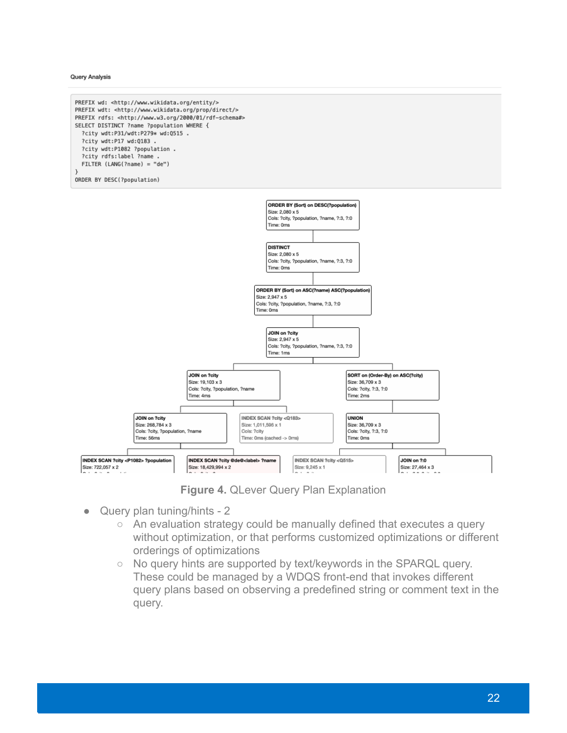Query Analysis

```
PREFIX wd: <http://www.wikidata.org/entity/>
PREFIX wdt: <http://www.wikidata.org/prop/direct/>
PREFIX rdfs: <http://www.w3.org/2000/01/rdf-schema#>
SELECT DISTINCT ?name ?population WHERE {
  ?city wdt:P31/wdt:P279* wd:Q515 .
  ?city wdt:P17 wd:Q183 .
  ?city wdt:P1082 ?population .
  ?city rdfs:label ?name .
  FILTER (LANG(?name) = "de")
}
ORDER BY DESC(?population)
```

**ORDER BY (Sort) on DESC(?population)**
Size: 2,080 x 5
Cols: ?city, ?population, ?name, ?:3, ?:0
Time: 0ms

**DISTINCT**
Size: 2,080 x 5
Cols: ?city, ?population, ?name, ?:3, ?:0
Time: 0ms

**ORDER BY (Sort) on ASC(?name) ASC(?population)**
Size: 2,947 x 5
Cols: ?city, ?population, ?name, ?:3, ?:0
Time: 0ms

**JOIN on ?city**
Size: 2,947 x 5
Cols: ?city, ?population, ?name, ?:3, ?:0
Time: 1ms

**JOIN on ?city**
Size: 19,103 x 3
Cols: ?city, ?population, ?name
Time: 4ms

**SORT on (Order-By) on ASC(?city)**
Size: 36,709 x 3
Cols: ?city, ?:3, ?:0
Time: 2ms

**JOIN on ?city**
Size: 268,784 x 3
Cols: ?city, ?population, ?name
Time: 56ms

**INDEX SCAN ?city <Q183>**
Size: 1,011,596 x 1
Cols: ?city
Time: 0ms (cached -> 0ms)

**UNION**
Size: 36,709 x 3
Cols: ?city, ?:3, ?:0
Time: 0ms

**INDEX SCAN ?city <P1082> ?population**
Size: 722,057 x 2

**INDEX SCAN ?city @de@<label> ?name**
Size: 18,429,994 x 2

**INDEX SCAN ?city <Q515>**
Size: 9,245 x 1

**JOIN on ?:0**
Size: 27,464 x 3

**Figure 4.** QLever Query Plan Explanation

- Query plan tuning/hints - 2
  - An evaluation strategy could be manually defined that executes a query without optimization, or that performs customized optimizations or different orderings of optimizations
  - No query hints are supported by text/keywords in the SPARQL query. These could be managed by a WDQS front-end that invokes different query plans based on observing a predefined string or comment text in the query.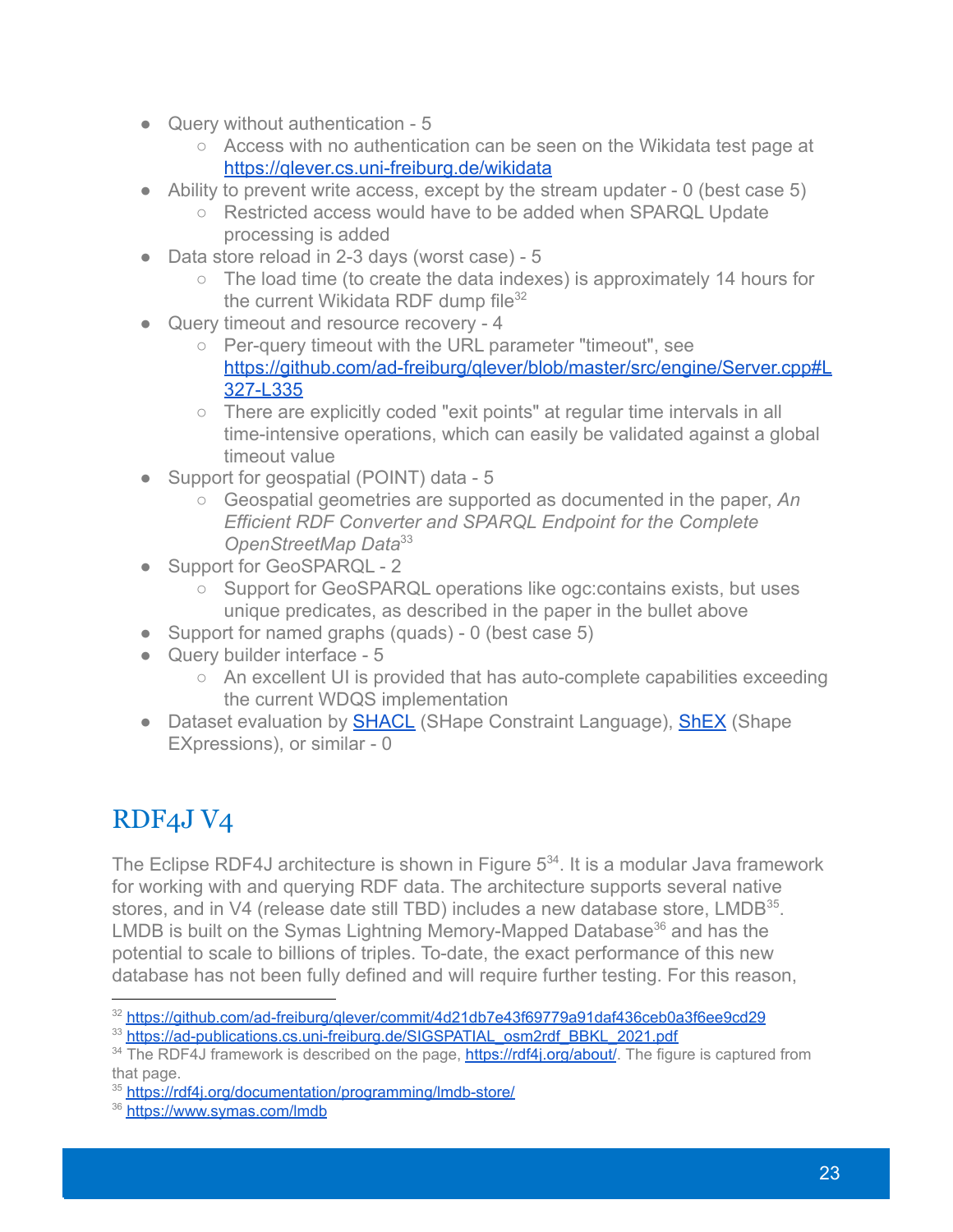- Query without authentication - 5
    - Access with no authentication can be seen on the Wikidata test page at [https://qlever.cs.uni-freiburg.de/wikidata](https://qlever.cs.uni-freiburg.de/wikidata)
- Ability to prevent write access, except by the stream updater - 0 (best case 5)
    - Restricted access would have to be added when SPARQL Update processing is added
- Data store reload in 2-3 days (worst case) - 5
    - The load time (to create the data indexes) is approximately 14 hours for the current Wikidata RDF dump file[32]
- Query timeout and resource recovery - 4
    - Per-query timeout with the URL parameter "timeout", see [https://github.com/ad-freiburg/qlever/blob/master/src/engine/Server.cpp#L327-L335](https://github.com/ad-freiburg/qlever/blob/master/src/engine/Server.cpp#L327-L335)
    - There are explicitly coded "exit points" at regular time intervals in all time-intensive operations, which can easily be validated against a global timeout value
- Support for geospatial (POINT) data - 5
    - Geospatial geometries are supported as documented in the paper, *An Efficient RDF Converter and SPARQL Endpoint for the Complete OpenStreetMap Data*[33]
- Support for GeoSPARQL - 2
    - Support for GeoSPARQL operations like ogc:contains exists, but uses unique predicates, as described in the paper in the bullet above
- Support for named graphs (quads) - 0 (best case 5)
- Query builder interface - 5
    - An excellent UI is provided that has auto-complete capabilities exceeding the current WDQS implementation
- Dataset evaluation by [SHACL](#) (SHape Constraint Language), [ShEX](#) (Shape EXpressions), or similar - 0

## RDF4J V4

The Eclipse RDF4J architecture is shown in Figure 5[34]. It is a modular Java framework for working with and querying RDF data. The architecture supports several native stores, and in V4 (release date still TBD) includes a new database store, LMDB[35]. LMDB is built on the Symas Lightning Memory-Mapped Database[36] and has the potential to scale to billions of triples. To-date, the exact performance of this new database has not been fully defined and will require further testing. For this reason,

---

[32] [https://github.com/ad-freiburg/qlever/commit/4d21db7e43f69779a91daf436ceb0a3f6ee9cd29](https://github.com/ad-freiburg/qlever/commit/4d21db7e43f69779a91daf436ceb0a3f6ee9cd29)

[33] [https://ad-publications.cs.uni-freiburg.de/SIGSPATIAL_osm2rdf_BBKL_2021.pdf](https://ad-publications.cs.uni-freiburg.de/SIGSPATIAL_osm2rdf_BBKL_2021.pdf)

[34] The RDF4J framework is described on the page, [https://rdf4j.org/about/](https://rdf4j.org/about/). The figure is captured from that page.

[35] [https://rdf4j.org/documentation/programming/lmdb-store/](https://rdf4j.org/documentation/programming/lmdb-store/)

[36] [https://www.symas.com/lmdb](https://www.symas.com/lmdb)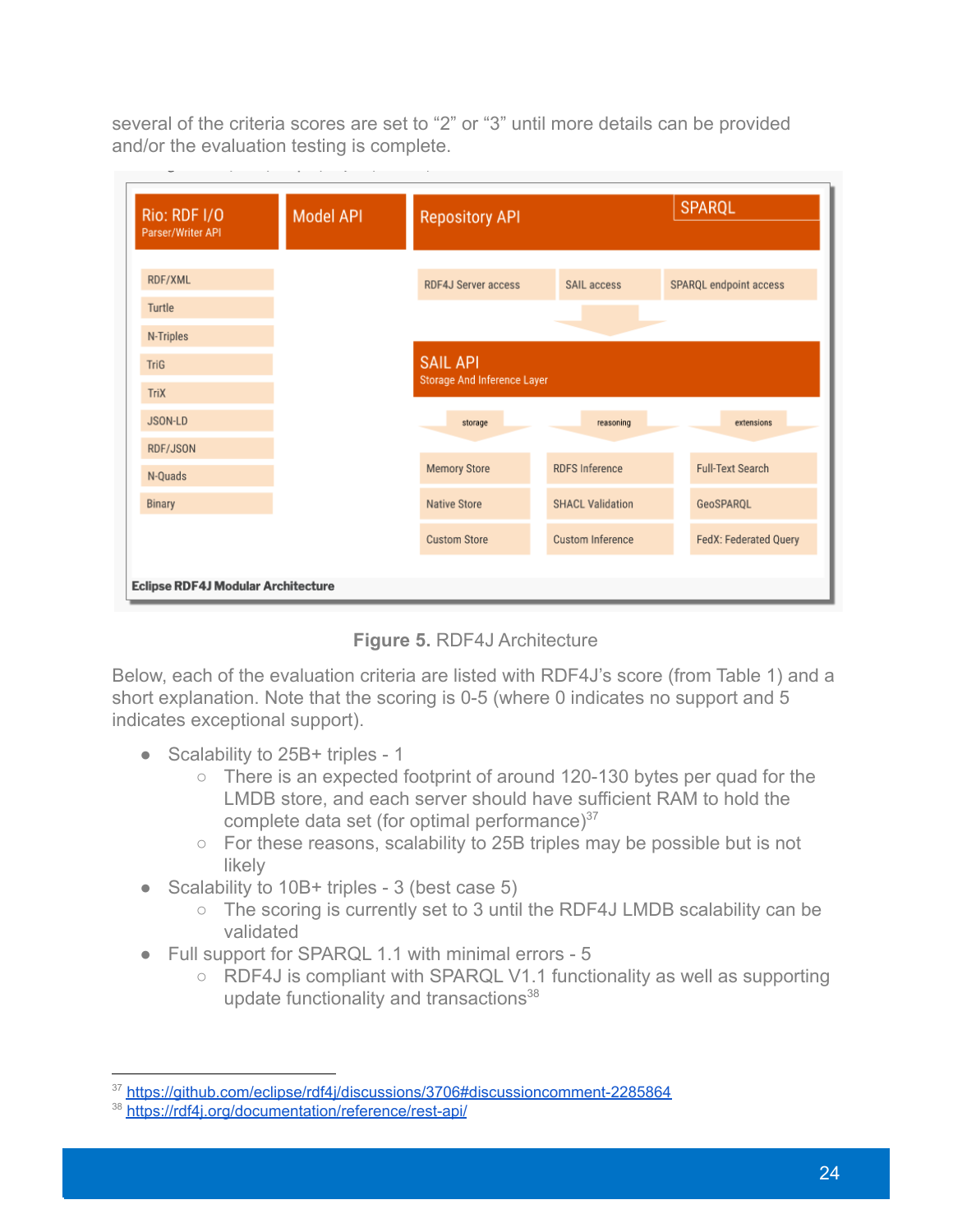several of the criteria scores are set to "2" or "3" until more details can be provided and/or the evaluation testing is complete.

**Figure 5.** RDF4J Architecture

Below, each of the evaluation criteria are listed with RDF4J's score (from Table 1) and a short explanation. Note that the scoring is 0-5 (where 0 indicates no support and 5 indicates exceptional support).

- Scalability to 25B+ triples - 1
  - There is an expected footprint of around 120-130 bytes per quad for the LMDB store, and each server should have sufficient RAM to hold the complete data set (for optimal performance)[37]
  - For these reasons, scalability to 25B triples may be possible but is not likely
- Scalability to 10B+ triples - 3 (best case 5)
  - The scoring is currently set to 3 until the RDF4J LMDB scalability can be validated
- Full support for SPARQL 1.1 with minimal errors - 5
  - RDF4J is compliant with SPARQL V1.1 functionality as well as supporting update functionality and transactions[38]

---

[37] https://github.com/eclipse/rdf4j/discussions/3706#discussioncomment-2285864

[38] https://rdf4j.org/documentation/reference/rest-api/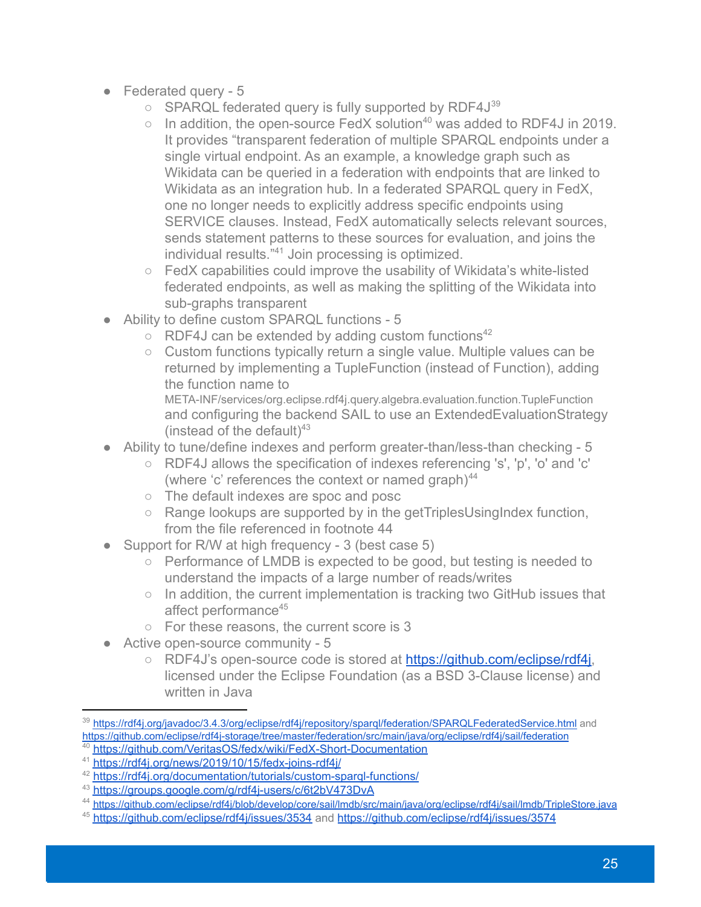- Federated query - 5
    - SPARQL federated query is fully supported by RDF4J[39]
    - In addition, the open-source FedX solution[40] was added to RDF4J in 2019. It provides "transparent federation of multiple SPARQL endpoints under a single virtual endpoint. As an example, a knowledge graph such as Wikidata can be queried in a federation with endpoints that are linked to Wikidata as an integration hub. In a federated SPARQL query in FedX, one no longer needs to explicitly address specific endpoints using SERVICE clauses. Instead, FedX automatically selects relevant sources, sends statement patterns to these sources for evaluation, and joins the individual results."[41] Join processing is optimized.
    - FedX capabilities could improve the usability of Wikidata's white-listed federated endpoints, as well as making the splitting of the Wikidata into sub-graphs transparent
- Ability to define custom SPARQL functions - 5
    - RDF4J can be extended by adding custom functions[42]
    - Custom functions typically return a single value. Multiple values can be returned by implementing a TupleFunction (instead of Function), adding the function name to META-INF/services/org.eclipse.rdf4j.query.algebra.evaluation.function.TupleFunction and configuring the backend SAIL to use an ExtendedEvaluationStrategy (instead of the default)[43]
- Ability to tune/define indexes and perform greater-than/less-than checking - 5
    - RDF4J allows the specification of indexes referencing 's', 'p', 'o' and 'c' (where 'c' references the context or named graph)[44]
    - The default indexes are spoc and posc
    - Range lookups are supported by in the getTriplesUsingIndex function, from the file referenced in footnote 44
- Support for R/W at high frequency - 3 (best case 5)
    - Performance of LMDB is expected to be good, but testing is needed to understand the impacts of a large number of reads/writes
    - In addition, the current implementation is tracking two GitHub issues that affect performance[45]
    - For these reasons, the current score is 3
- Active open-source community - 5
    - RDF4J's open-source code is stored at https://github.com/eclipse/rdf4j, licensed under the Eclipse Foundation (as a BSD 3-Clause license) and written in Java

---

[39] https://rdf4j.org/javadoc/3.4.3/org/eclipse/rdf4j/repository/sparql/federation/SPARQLFederatedService.html and https://github.com/eclipse/rdf4j-storage/tree/master/federation/src/main/java/org/eclipse/rdf4j/sail/federation

[40] https://github.com/VeritasOS/fedx/wiki/FedX-Short-Documentation

[41] https://rdf4j.org/news/2019/10/15/fedx-joins-rdf4j/

[42] https://rdf4j.org/documentation/tutorials/custom-sparql-functions/

[43] https://groups.google.com/g/rdf4j-users/c/6t2bV473DvA

[44] https://github.com/eclipse/rdf4j/blob/develop/core/sail/lmdb/src/main/java/org/eclipse/rdf4j/sail/lmdb/TripleStore.java

[45] https://github.com/eclipse/rdf4j/issues/3534 and https://github.com/eclipse/rdf4j/issues/3574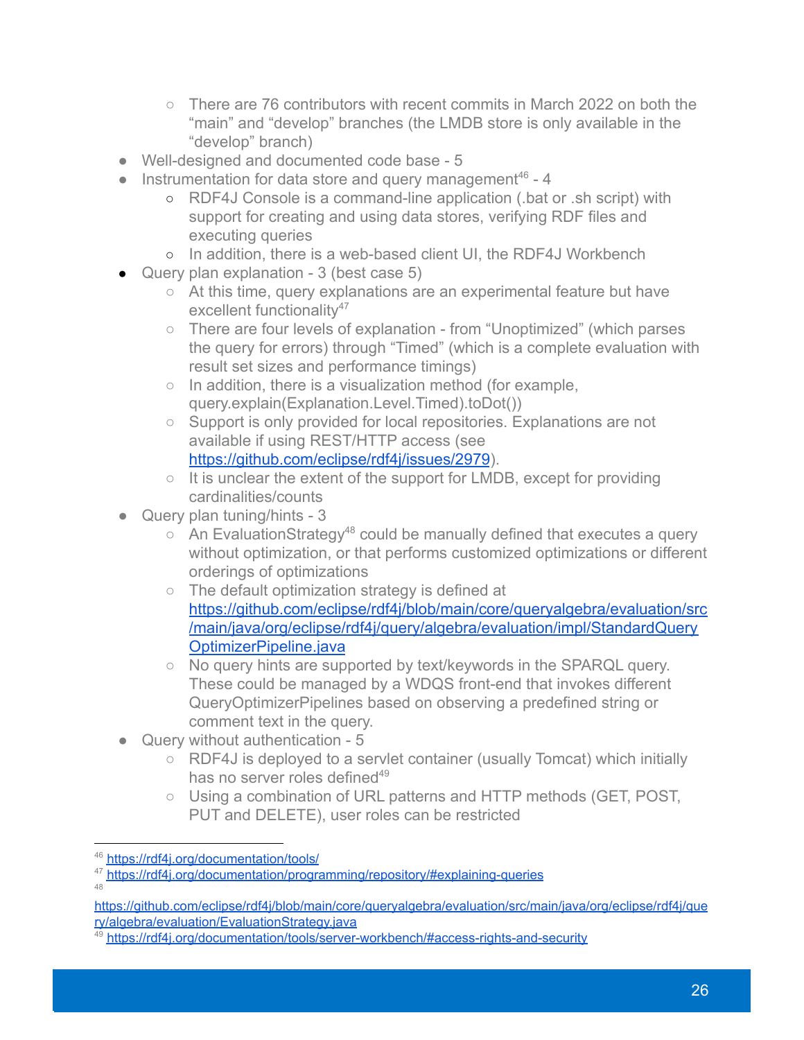- There are 76 contributors with recent commits in March 2022 on both the "main" and "develop" branches (the LMDB store is only available in the "develop" branch)
- Well-designed and documented code base - 5
- Instrumentation for data store and query management[46] - 4
    - RDF4J Console is a command-line application (.bat or .sh script) with support for creating and using data stores, verifying RDF files and executing queries
    - In addition, there is a web-based client UI, the RDF4J Workbench
- Query plan explanation - 3 (best case 5)
    - At this time, query explanations are an experimental feature but have excellent functionality[47]
    - There are four levels of explanation - from "Unoptimized" (which parses the query for errors) through "Timed" (which is a complete evaluation with result set sizes and performance timings)
    - In addition, there is a visualization method (for example, query.explain(Explanation.Level.Timed).toDot())
    - Support is only provided for local repositories. Explanations are not available if using REST/HTTP access (see [https://github.com/eclipse/rdf4j/issues/2979](https://github.com/eclipse/rdf4j/issues/2979)).
    - It is unclear the extent of the support for LMDB, except for providing cardinalities/counts
- Query plan tuning/hints - 3
    - An EvaluationStrategy[48] could be manually defined that executes a query without optimization, or that performs customized optimizations or different orderings of optimizations
    - The default optimization strategy is defined at [https://github.com/eclipse/rdf4j/blob/main/core/queryalgebra/evaluation/src/main/java/org/eclipse/rdf4j/query/algebra/evaluation/impl/StandardQueryOptimizerPipeline.java](https://github.com/eclipse/rdf4j/blob/main/core/queryalgebra/evaluation/src/main/java/org/eclipse/rdf4j/query/algebra/evaluation/impl/StandardQueryOptimizerPipeline.java)
    - No query hints are supported by text/keywords in the SPARQL query. These could be managed by a WDQS front-end that invokes different QueryOptimizerPipelines based on observing a predefined string or comment text in the query.
- Query without authentication - 5
    - RDF4J is deployed to a servlet container (usually Tomcat) which initially has no server roles defined[49]
    - Using a combination of URL patterns and HTTP methods (GET, POST, PUT and DELETE), user roles can be restricted

---

[46] [https://rdf4j.org/documentation/tools/](https://rdf4j.org/documentation/tools/)

[47] [https://rdf4j.org/documentation/programming/repository/#explaining-queries](https://rdf4j.org/documentation/programming/repository/#explaining-queries)

[48] [https://github.com/eclipse/rdf4j/blob/main/core/queryalgebra/evaluation/src/main/java/org/eclipse/rdf4j/query/algebra/evaluation/EvaluationStrategy.java](https://github.com/eclipse/rdf4j/blob/main/core/queryalgebra/evaluation/src/main/java/org/eclipse/rdf4j/query/algebra/evaluation/EvaluationStrategy.java)

[49] [https://rdf4j.org/documentation/tools/server-workbench/#access-rights-and-security](https://rdf4j.org/documentation/tools/server-workbench/#access-rights-and-security)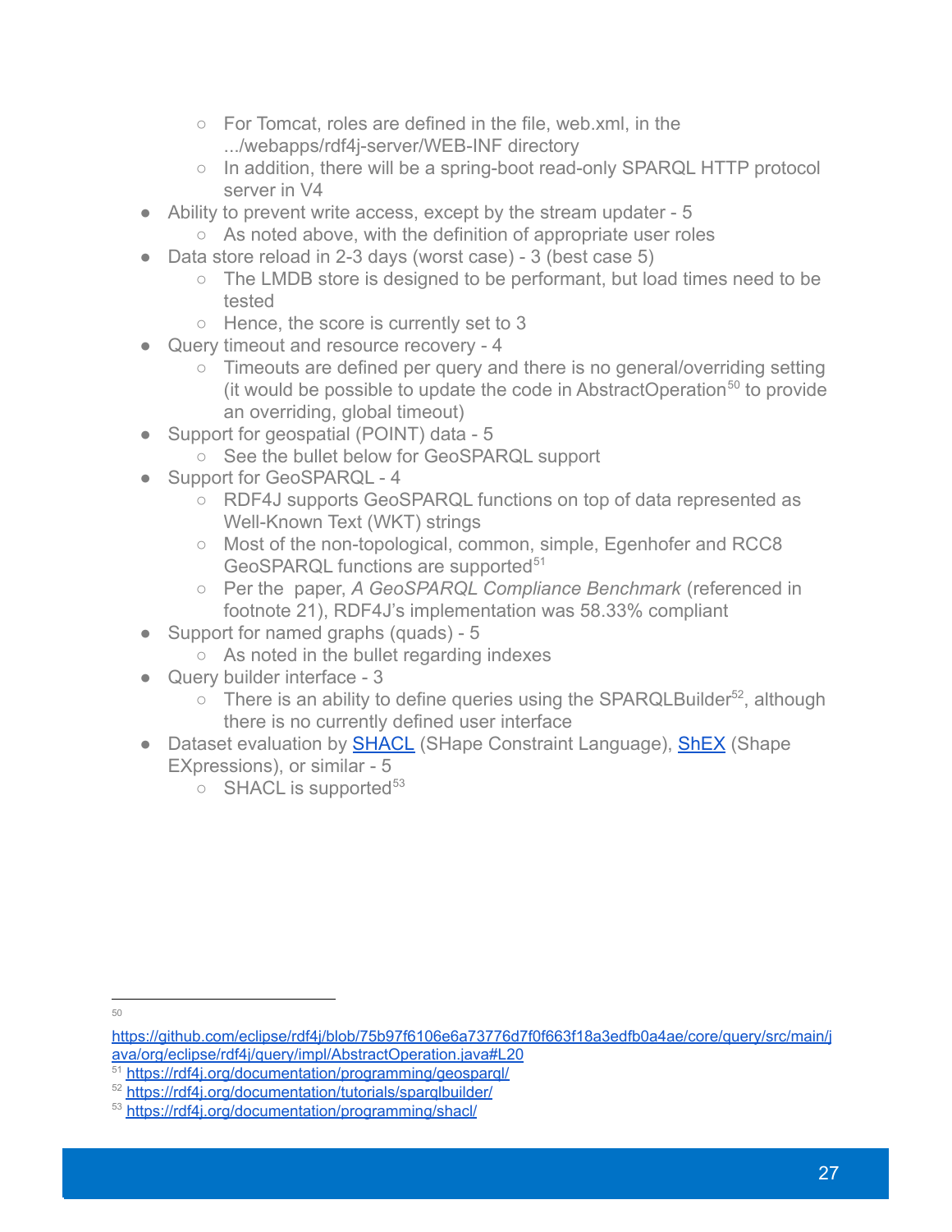- For Tomcat, roles are defined in the file, web.xml, in the .../webapps/rdf4j-server/WEB-INF directory
    - In addition, there will be a spring-boot read-only SPARQL HTTP protocol server in V4
- Ability to prevent write access, except by the stream updater - 5
    - As noted above, with the definition of appropriate user roles
- Data store reload in 2-3 days (worst case) - 3 (best case 5)
    - The LMDB store is designed to be performant, but load times need to be tested
    - Hence, the score is currently set to 3
- Query timeout and resource recovery - 4
    - Timeouts are defined per query and there is no general/overriding setting (it would be possible to update the code in AbstractOperation[50] to provide an overriding, global timeout)
- Support for geospatial (POINT) data - 5
    - See the bullet below for GeoSPARQL support
- Support for GeoSPARQL - 4
    - RDF4J supports GeoSPARQL functions on top of data represented as Well-Known Text (WKT) strings
    - Most of the non-topological, common, simple, Egenhofer and RCC8 GeoSPARQL functions are supported[51]
    - Per the paper, *A GeoSPARQL Compliance Benchmark* (referenced in footnote 21), RDF4J's implementation was 58.33% compliant
- Support for named graphs (quads) - 5
    - As noted in the bullet regarding indexes
- Query builder interface - 3
    - There is an ability to define queries using the SPARQLBuilder[52], although there is no currently defined user interface
- Dataset evaluation by [SHACL](https://www.w3.org/TR/shacl/) (SHape Constraint Language), [ShEX](https://shex.io/) (Shape EXpressions), or similar - 5
    - SHACL is supported[53]

---

[50] https://github.com/eclipse/rdf4j/blob/75b97f6106e6a73776d7f0f663f18a3edfb0a4ae/core/query/src/main/java/org/eclipse/rdf4j/query/impl/AbstractOperation.java#L20

[51] https://rdf4j.org/documentation/programming/geosparql/

[52] https://rdf4j.org/documentation/tutorials/sparqlbuilder/

[53] https://rdf4j.org/documentation/programming/shacl/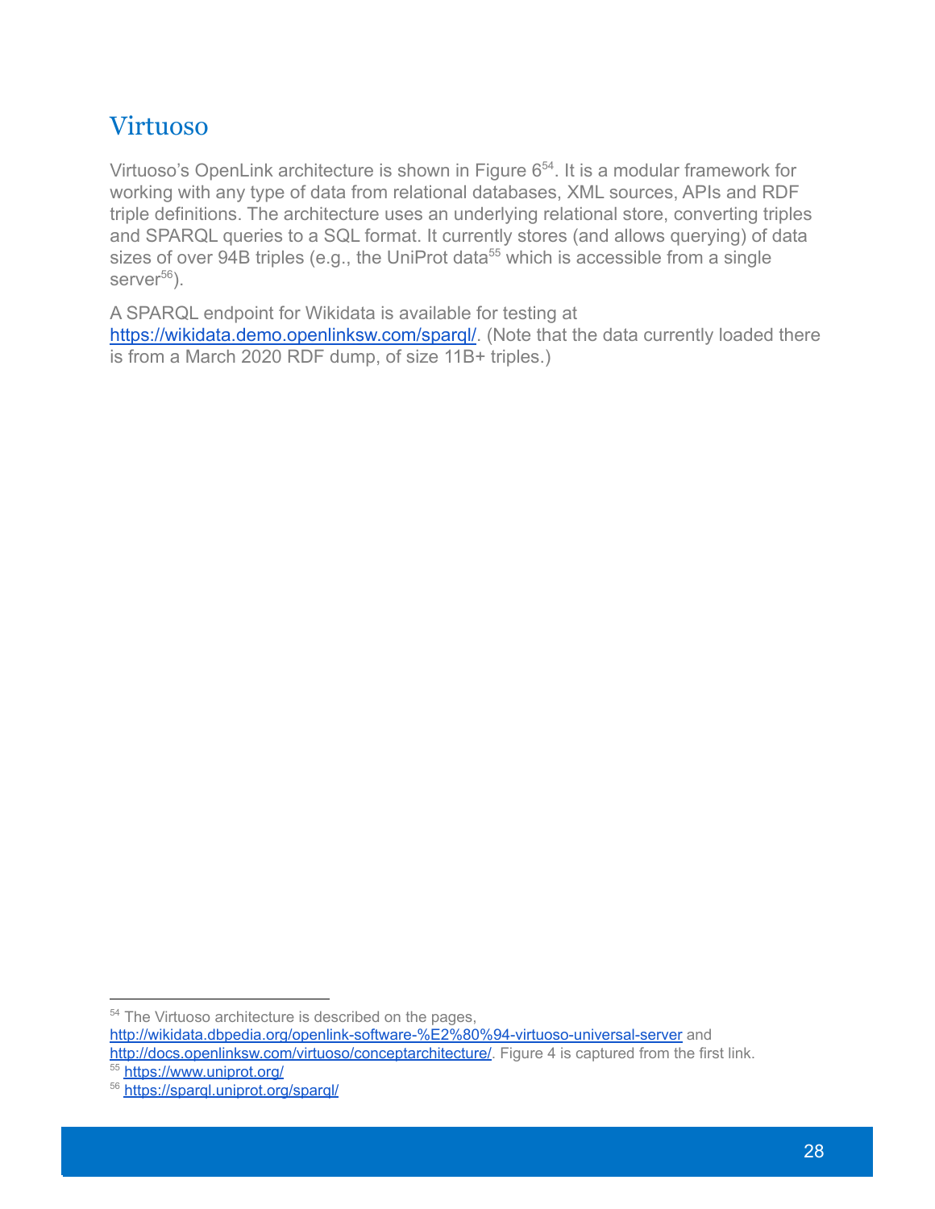## Virtuoso

Virtuoso's OpenLink architecture is shown in Figure 6[54]. It is a modular framework for working with any type of data from relational databases, XML sources, APIs and RDF triple definitions. The architecture uses an underlying relational store, converting triples and SPARQL queries to a SQL format. It currently stores (and allows querying) of data sizes of over 94B triples (e.g., the UniProt data[55] which is accessible from a single server[56]).

A SPARQL endpoint for Wikidata is available for testing at https://wikidata.demo.openlinksw.com/sparql/. (Note that the data currently loaded there is from a March 2020 RDF dump, of size 11B+ triples.)

---

[54] The Virtuoso architecture is described on the pages, http://wikidata.dbpedia.org/openlink-software-%E2%80%94-virtuoso-universal-server and http://docs.openlinksw.com/virtuoso/conceptarchitecture/. Figure 4 is captured from the first link.

[55] https://www.uniprot.org/

[56] https://sparql.uniprot.org/sparql/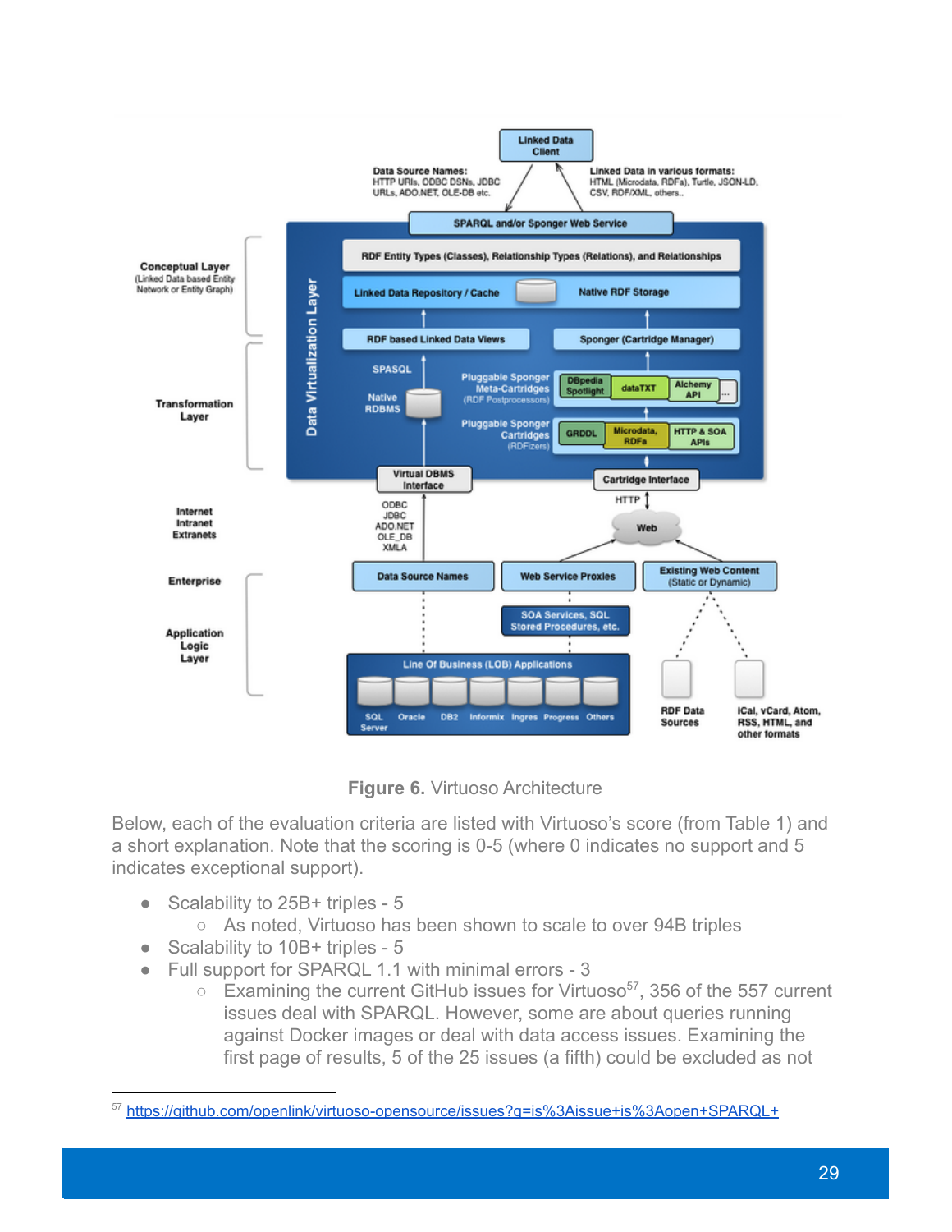**Figure 6.** Virtuoso Architecture

Below, each of the evaluation criteria are listed with Virtuoso's score (from Table 1) and a short explanation. Note that the scoring is 0-5 (where 0 indicates no support and 5 indicates exceptional support).

- Scalability to 25B+ triples - 5
  - As noted, Virtuoso has been shown to scale to over 94B triples
- Scalability to 10B+ triples - 5
- Full support for SPARQL 1.1 with minimal errors - 3
  - Examining the current GitHub issues for Virtuoso[57], 356 of the 557 current issues deal with SPARQL. However, some are about queries running against Docker images or deal with data access issues. Examining the first page of results, 5 of the 25 issues (a fifth) could be excluded as not

[57] https://github.com/openlink/virtuoso-opensource/issues?q=is%3Aissue+is%3Aopen+SPARQL+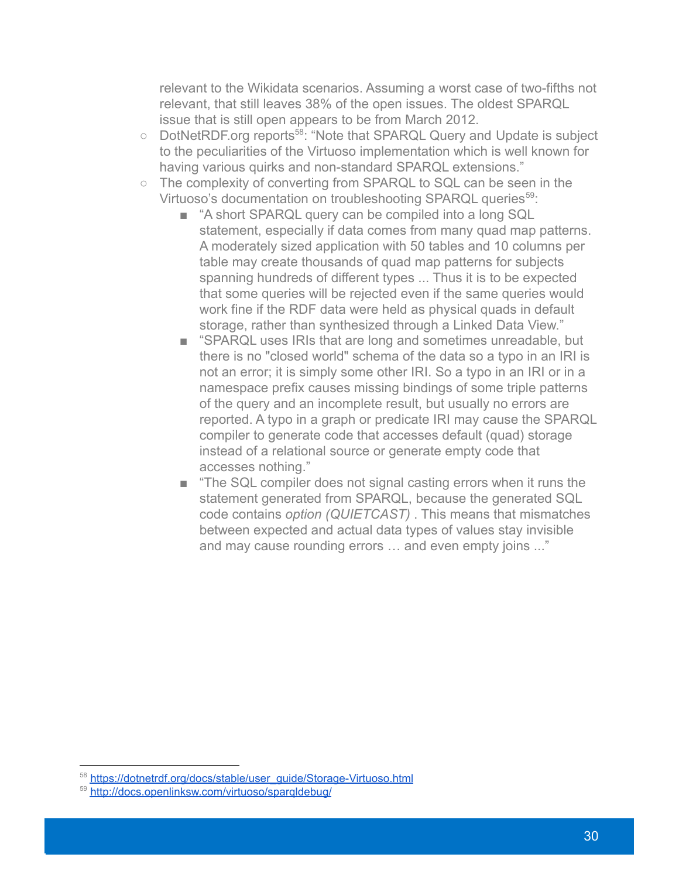relevant to the Wikidata scenarios. Assuming a worst case of two-fifths not relevant, that still leaves 38% of the open issues. The oldest SPARQL issue that is still open appears to be from March 2012.

- DotNetRDF.org reports[58]: "Note that SPARQL Query and Update is subject to the peculiarities of the Virtuoso implementation which is well known for having various quirks and non-standard SPARQL extensions."
- The complexity of converting from SPARQL to SQL can be seen in the Virtuoso's documentation on troubleshooting SPARQL queries[59]:
    - "A short SPARQL query can be compiled into a long SQL statement, especially if data comes from many quad map patterns. A moderately sized application with 50 tables and 10 columns per table may create thousands of quad map patterns for subjects spanning hundreds of different types ... Thus it is to be expected that some queries will be rejected even if the same queries would work fine if the RDF data were held as physical quads in default storage, rather than synthesized through a Linked Data View."
    - "SPARQL uses IRIs that are long and sometimes unreadable, but there is no "closed world" schema of the data so a typo in an IRI is not an error; it is simply some other IRI. So a typo in an IRI or in a namespace prefix causes missing bindings of some triple patterns of the query and an incomplete result, but usually no errors are reported. A typo in a graph or predicate IRI may cause the SPARQL compiler to generate code that accesses default (quad) storage instead of a relational source or generate empty code that accesses nothing."
    - "The SQL compiler does not signal casting errors when it runs the statement generated from SPARQL, because the generated SQL code contains *option (QUIETCAST)* . This means that mismatches between expected and actual data types of values stay invisible and may cause rounding errors … and even empty joins ..."

---

[58] https://dotnetrdf.org/docs/stable/user_guide/Storage-Virtuoso.html

[59] http://docs.openlinksw.com/virtuoso/sparqldebug/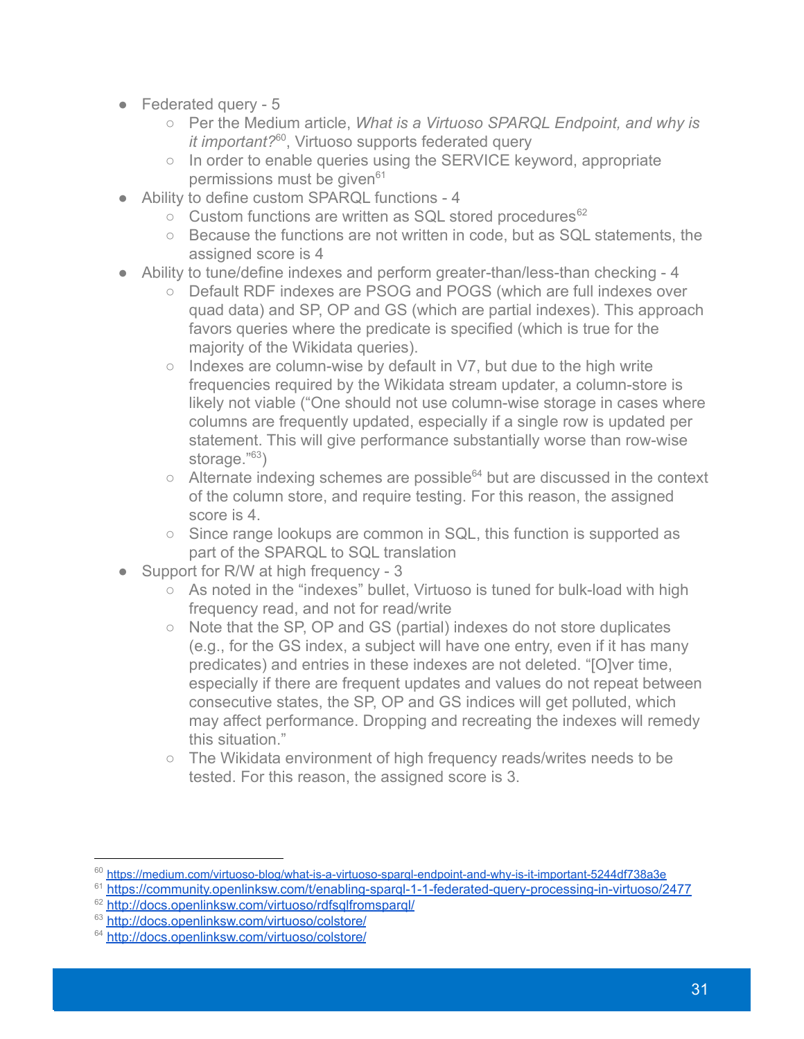- Federated query - 5
  - Per the Medium article, *What is a Virtuoso SPARQL Endpoint, and why is it important?*[60], Virtuoso supports federated query
  - In order to enable queries using the SERVICE keyword, appropriate permissions must be given[61]
- Ability to define custom SPARQL functions - 4
  - Custom functions are written as SQL stored procedures[62]
  - Because the functions are not written in code, but as SQL statements, the assigned score is 4
- Ability to tune/define indexes and perform greater-than/less-than checking - 4
  - Default RDF indexes are PSOG and POGS (which are full indexes over quad data) and SP, OP and GS (which are partial indexes). This approach favors queries where the predicate is specified (which is true for the majority of the Wikidata queries).
  - Indexes are column-wise by default in V7, but due to the high write frequencies required by the Wikidata stream updater, a column-store is likely not viable ("One should not use column-wise storage in cases where columns are frequently updated, especially if a single row is updated per statement. This will give performance substantially worse than row-wise storage."[63])
  - Alternate indexing schemes are possible[64] but are discussed in the context of the column store, and require testing. For this reason, the assigned score is 4.
  - Since range lookups are common in SQL, this function is supported as part of the SPARQL to SQL translation
- Support for R/W at high frequency - 3
  - As noted in the "indexes" bullet, Virtuoso is tuned for bulk-load with high frequency read, and not for read/write
  - Note that the SP, OP and GS (partial) indexes do not store duplicates (e.g., for the GS index, a subject will have one entry, even if it has many predicates) and entries in these indexes are not deleted. "[O]ver time, especially if there are frequent updates and values do not repeat between consecutive states, the SP, OP and GS indices will get polluted, which may affect performance. Dropping and recreating the indexes will remedy this situation."
  - The Wikidata environment of high frequency reads/writes needs to be tested. For this reason, the assigned score is 3.

---

[60] https://medium.com/virtuoso-blog/what-is-a-virtuoso-sparql-endpoint-and-why-is-it-important-5244df738a3e

[61] https://community.openlinksw.com/t/enabling-sparql-1-1-federated-query-processing-in-virtuoso/2477

[62] http://docs.openlinksw.com/virtuoso/rdfsqlfromsparql/

[63] http://docs.openlinksw.com/virtuoso/colstore/

[64] http://docs.openlinksw.com/virtuoso/colstore/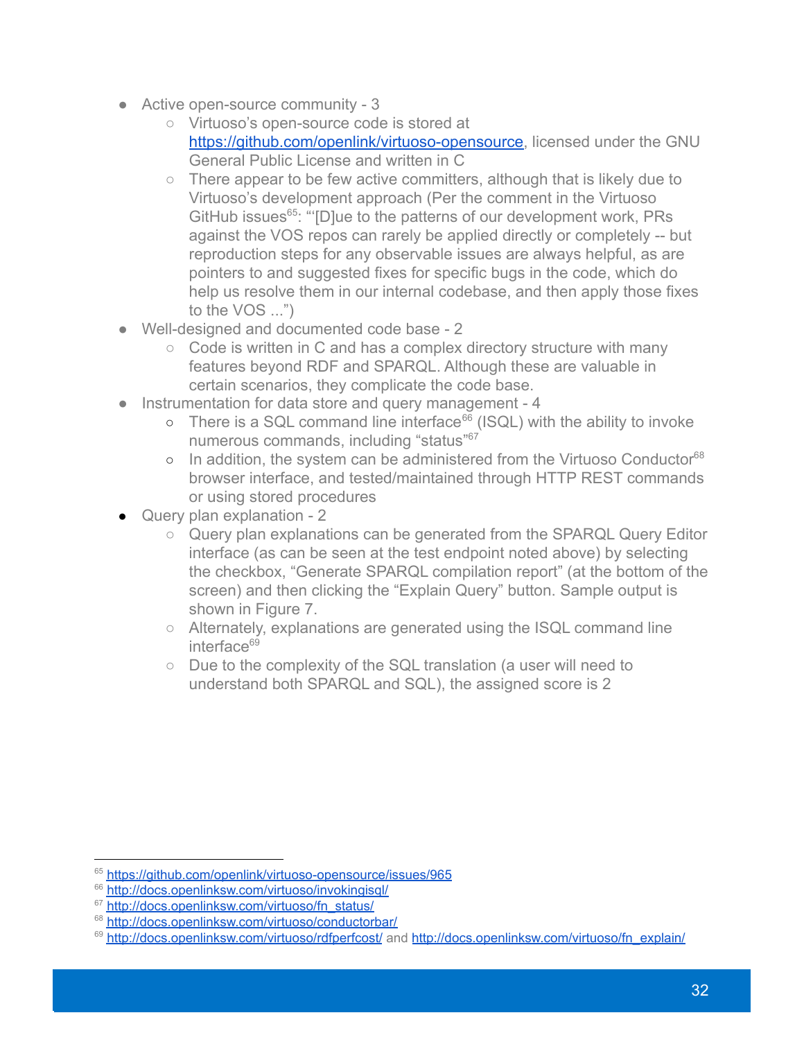- Active open-source community - 3
  - Virtuoso's open-source code is stored at https://github.com/openlink/virtuoso-opensource, licensed under the GNU General Public License and written in C
  - There appear to be few active committers, although that is likely due to Virtuoso's development approach (Per the comment in the Virtuoso GitHub issues[65]: "'[D]ue to the patterns of our development work, PRs against the VOS repos can rarely be applied directly or completely -- but reproduction steps for any observable issues are always helpful, as are pointers to and suggested fixes for specific bugs in the code, which do help us resolve them in our internal codebase, and then apply those fixes to the VOS ...")
- Well-designed and documented code base - 2
  - Code is written in C and has a complex directory structure with many features beyond RDF and SPARQL. Although these are valuable in certain scenarios, they complicate the code base.
- Instrumentation for data store and query management - 4
  - There is a SQL command line interface[66] (ISQL) with the ability to invoke numerous commands, including "status"[67]
  - In addition, the system can be administered from the Virtuoso Conductor[68] browser interface, and tested/maintained through HTTP REST commands or using stored procedures
- Query plan explanation - 2
  - Query plan explanations can be generated from the SPARQL Query Editor interface (as can be seen at the test endpoint noted above) by selecting the checkbox, "Generate SPARQL compilation report" (at the bottom of the screen) and then clicking the "Explain Query" button. Sample output is shown in Figure 7.
  - Alternately, explanations are generated using the ISQL command line interface[69]
  - Due to the complexity of the SQL translation (a user will need to understand both SPARQL and SQL), the assigned score is 2

---

[65] https://github.com/openlink/virtuoso-opensource/issues/965
[66] http://docs.openlinksw.com/virtuoso/invokingisql/
[67] http://docs.openlinksw.com/virtuoso/fn_status/
[68] http://docs.openlinksw.com/virtuoso/conductorbar/
[69] http://docs.openlinksw.com/virtuoso/rdfperfcost/ and http://docs.openlinksw.com/virtuoso/fn_explain/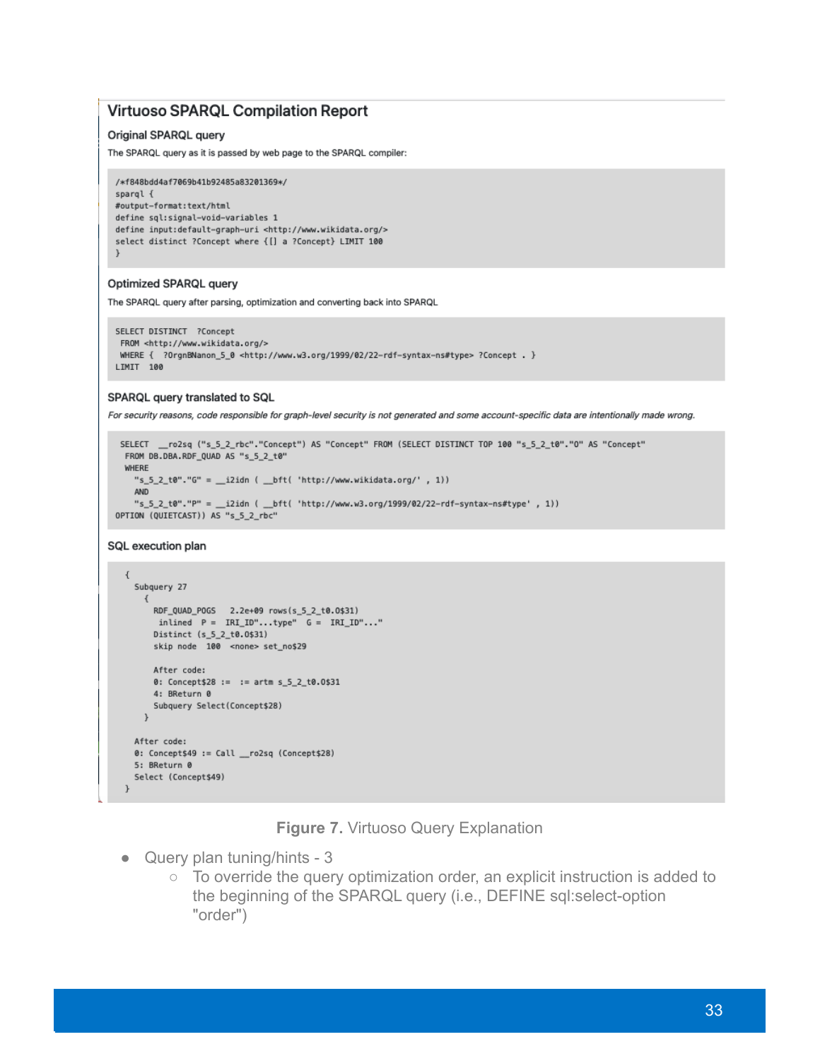### Virtuoso SPARQL Compilation Report

#### Original SPARQL query

The SPARQL query as it is passed by web page to the SPARQL compiler:

```
/*f848bdd4af7069b41b92485a83201369*/
sparql {
#output-format:text/html
define sql:signal-void-variables 1
define input:default-graph-uri <http://www.wikidata.org/>
select distinct ?Concept where {[] a ?Concept} LIMIT 100
}
```

#### Optimized SPARQL query

The SPARQL query after parsing, optimization and converting back into SPARQL

```
SELECT DISTINCT  ?Concept
 FROM <http://www.wikidata.org/>
 WHERE {  ?OrgnBNanon_5_0 <http://www.w3.org/1999/02/22-rdf-syntax-ns#type> ?Concept . }
LIMIT  100
```

#### SPARQL query translated to SQL

*For security reasons, code responsible for graph-level security is not generated and some account-specific data are intentionally made wrong.*

```
 SELECT  __ro2sq ("s_5_2_rbc"."Concept") AS "Concept" FROM (SELECT DISTINCT TOP 100 "s_5_2_t0"."O" AS "Concept"
  FROM DB.DBA.RDF_QUAD AS "s_5_2_t0"
  WHERE
    "s_5_2_t0"."G" = __i2idn ( __bft( 'http://www.wikidata.org/' , 1))
    AND
    "s_5_2_t0"."P" = __i2idn ( __bft( 'http://www.w3.org/1999/02/22-rdf-syntax-ns#type' , 1))
OPTION (QUIETCAST)) AS "s_5_2_rbc"
```

#### SQL execution plan

```
  {
    Subquery 27
      {
        RDF_QUAD_POGS   2.2e+09 rows(s_5_2_t0.O$31)
         inlined  P =  IRI_ID"...type"  G =  IRI_ID"..."
        Distinct (s_5_2_t0.O$31)
        skip node  100  <none> set_no$29

        After code:
        0: Concept$28 :=  := artm s_5_2_t0.O$31
        4: BReturn 0
        Subquery Select(Concept$28)
      }

    After code:
    0: Concept$49 := Call __ro2sq (Concept$28)
    5: BReturn 0
    Select (Concept$49)
  }
```

**Figure 7.** Virtuoso Query Explanation

- Query plan tuning/hints - 3
  - To override the query optimization order, an explicit instruction is added to the beginning of the SPARQL query (i.e., DEFINE sql:select-option "order")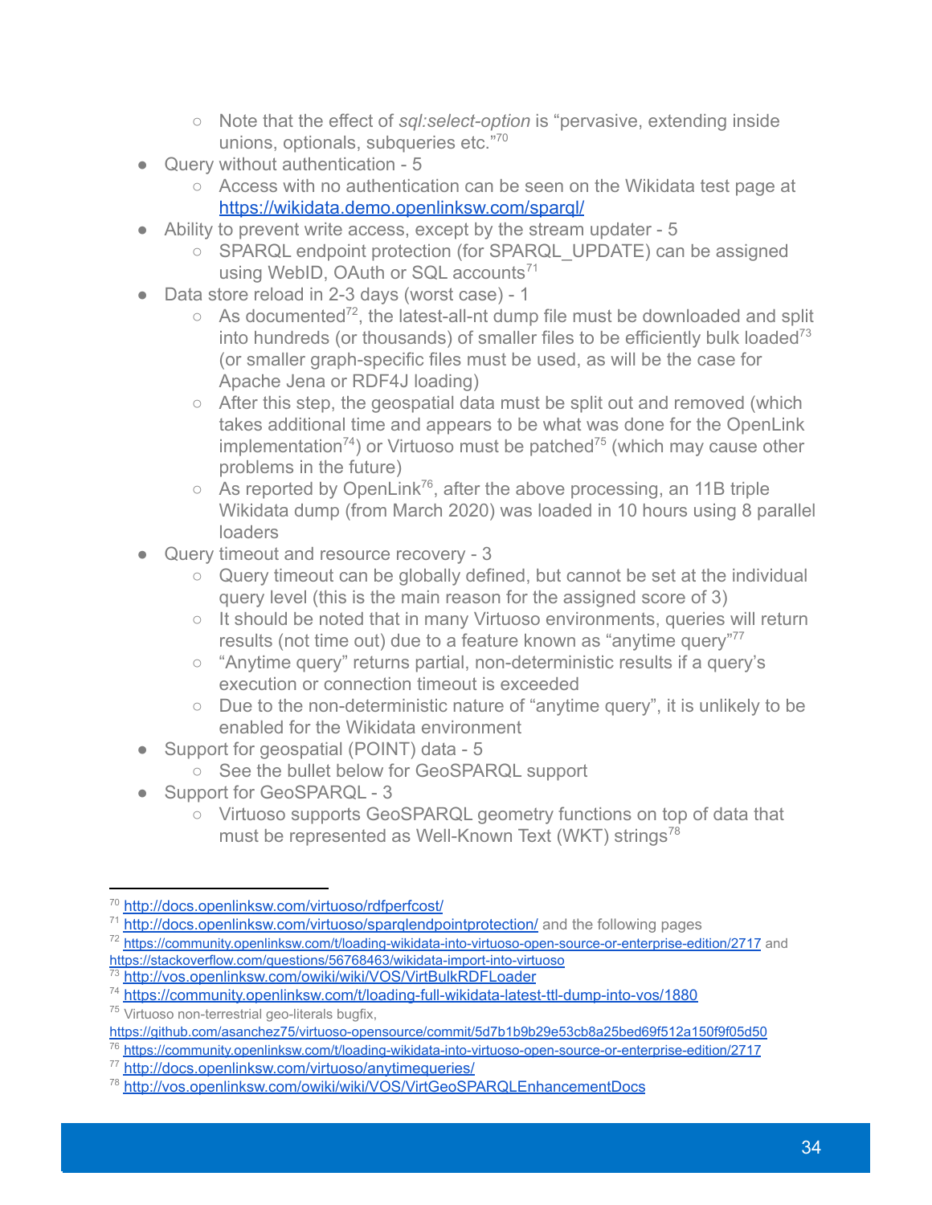- Note that the effect of *sql:select-option* is "pervasive, extending inside unions, optionals, subqueries etc."[70]
- Query without authentication - 5
    - Access with no authentication can be seen on the Wikidata test page at https://wikidata.demo.openlinksw.com/sparql/
- Ability to prevent write access, except by the stream updater - 5
    - SPARQL endpoint protection (for SPARQL_UPDATE) can be assigned using WebID, OAuth or SQL accounts[71]
- Data store reload in 2-3 days (worst case) - 1
    - As documented[72], the latest-all-nt dump file must be downloaded and split into hundreds (or thousands) of smaller files to be efficiently bulk loaded[73] (or smaller graph-specific files must be used, as will be the case for Apache Jena or RDF4J loading)
    - After this step, the geospatial data must be split out and removed (which takes additional time and appears to be what was done for the OpenLink implementation[74]) or Virtuoso must be patched[75] (which may cause other problems in the future)
    - As reported by OpenLink[76], after the above processing, an 11B triple Wikidata dump (from March 2020) was loaded in 10 hours using 8 parallel loaders
- Query timeout and resource recovery - 3
    - Query timeout can be globally defined, but cannot be set at the individual query level (this is the main reason for the assigned score of 3)
    - It should be noted that in many Virtuoso environments, queries will return results (not time out) due to a feature known as "anytime query"[77]
    - "Anytime query" returns partial, non-deterministic results if a query's execution or connection timeout is exceeded
    - Due to the non-deterministic nature of "anytime query", it is unlikely to be enabled for the Wikidata environment
- Support for geospatial (POINT) data - 5
    - See the bullet below for GeoSPARQL support
- Support for GeoSPARQL - 3
    - Virtuoso supports GeoSPARQL geometry functions on top of data that must be represented as Well-Known Text (WKT) strings[78]

---

[70] http://docs.openlinksw.com/virtuoso/rdfperfcost/

[71] http://docs.openlinksw.com/virtuoso/sparqlendpointprotection/ and the following pages

[72] https://community.openlinksw.com/t/loading-wikidata-into-virtuoso-open-source-or-enterprise-edition/2717 and https://stackoverflow.com/questions/56768463/wikidata-import-into-virtuoso

[73] http://vos.openlinksw.com/owiki/wiki/VOS/VirtBulkRDFLoader

[74] https://community.openlinksw.com/t/loading-full-wikidata-latest-ttl-dump-into-vos/1880

[75] Virtuoso non-terrestrial geo-literals bugfix, https://github.com/asanchez75/virtuoso-opensource/commit/5d7b1b9b29e53cb8a25bed69f512a150f9f05d50

[76] https://community.openlinksw.com/t/loading-wikidata-into-virtuoso-open-source-or-enterprise-edition/2717

[77] http://docs.openlinksw.com/virtuoso/anytimequeries/

[78] http://vos.openlinksw.com/owiki/wiki/VOS/VirtGeoSPARQLEnhancementDocs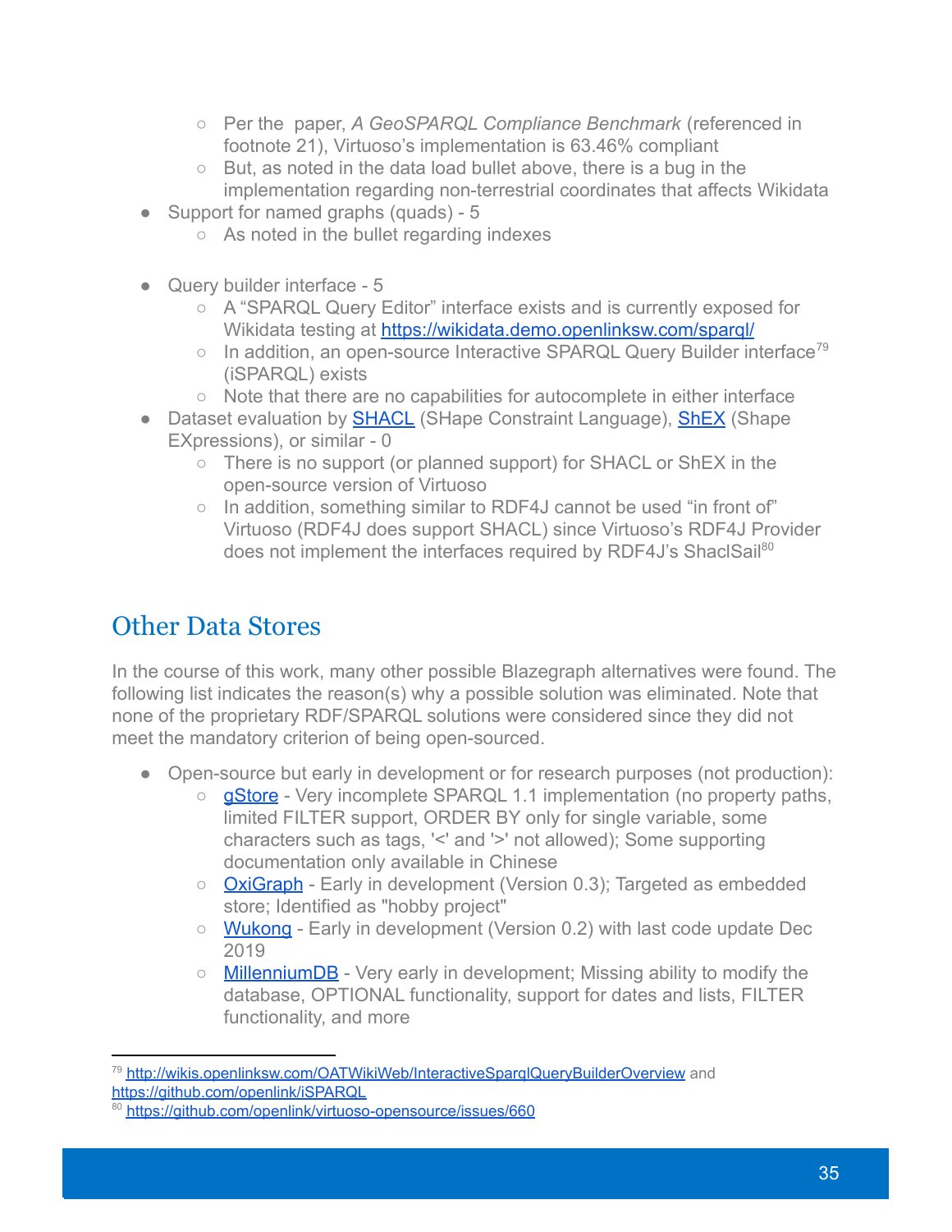- Per the paper, *A GeoSPARQL Compliance Benchmark* (referenced in footnote 21), Virtuoso's implementation is 63.46% compliant
    - But, as noted in the data load bullet above, there is a bug in the implementation regarding non-terrestrial coordinates that affects Wikidata
- Support for named graphs (quads) - 5
    - As noted in the bullet regarding indexes

- Query builder interface - 5
    - A "SPARQL Query Editor" interface exists and is currently exposed for Wikidata testing at [https://wikidata.demo.openlinksw.com/sparql/](https://wikidata.demo.openlinksw.com/sparql/)
    - In addition, an open-source Interactive SPARQL Query Builder interface[79] (iSPARQL) exists
    - Note that there are no capabilities for autocomplete in either interface
- Dataset evaluation by [SHACL](#) (SHape Constraint Language), [ShEX](#) (Shape EXpressions), or similar - 0
    - There is no support (or planned support) for SHACL or ShEX in the open-source version of Virtuoso
    - In addition, something similar to RDF4J cannot be used "in front of" Virtuoso (RDF4J does support SHACL) since Virtuoso's RDF4J Provider does not implement the interfaces required by RDF4J's ShaclSail[80]

## Other Data Stores

In the course of this work, many other possible Blazegraph alternatives were found. The following list indicates the reason(s) why a possible solution was eliminated. Note that none of the proprietary RDF/SPARQL solutions were considered since they did not meet the mandatory criterion of being open-sourced.

- Open-source but early in development or for research purposes (not production):
    - [gStore](#) - Very incomplete SPARQL 1.1 implementation (no property paths, limited FILTER support, ORDER BY only for single variable, some characters such as tags, '<' and '>' not allowed); Some supporting documentation only available in Chinese
    - [OxiGraph](#) - Early in development (Version 0.3); Targeted as embedded store; Identified as "hobby project"
    - [Wukong](#) - Early in development (Version 0.2) with last code update Dec 2019
    - [MillenniumDB](#) - Very early in development; Missing ability to modify the database, OPTIONAL functionality, support for dates and lists, FILTER functionality, and more

---

[79] [http://wikis.openlinksw.com/OATWikiWeb/InteractiveSparqlQueryBuilderOverview](http://wikis.openlinksw.com/OATWikiWeb/InteractiveSparqlQueryBuilderOverview) and [https://github.com/openlink/iSPARQL](https://github.com/openlink/iSPARQL)

[80] [https://github.com/openlink/virtuoso-opensource/issues/660](https://github.com/openlink/virtuoso-opensource/issues/660)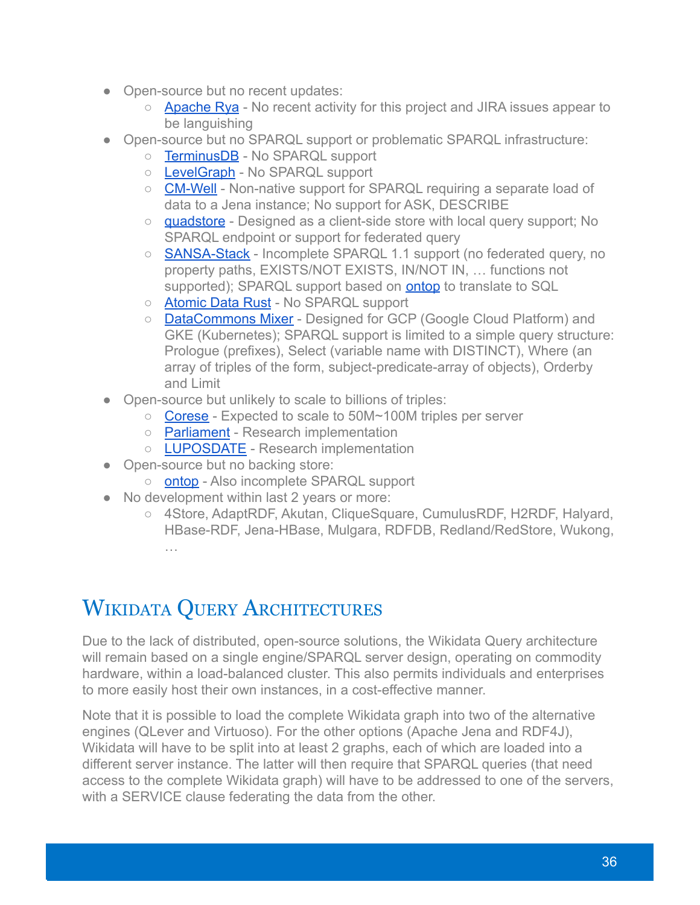- Open-source but no recent updates:
  - Apache Rya - No recent activity for this project and JIRA issues appear to be languishing
- Open-source but no SPARQL support or problematic SPARQL infrastructure:
  - TerminusDB - No SPARQL support
  - LevelGraph - No SPARQL support
  - CM-Well - Non-native support for SPARQL requiring a separate load of data to a Jena instance; No support for ASK, DESCRIBE
  - quadstore - Designed as a client-side store with local query support; No SPARQL endpoint or support for federated query
  - SANSA-Stack - Incomplete SPARQL 1.1 support (no federated query, no property paths, EXISTS/NOT EXISTS, IN/NOT IN, … functions not supported); SPARQL support based on ontop to translate to SQL
  - Atomic Data Rust - No SPARQL support
  - DataCommons Mixer - Designed for GCP (Google Cloud Platform) and GKE (Kubernetes); SPARQL support is limited to a simple query structure: Prologue (prefixes), Select (variable name with DISTINCT), Where (an array of triples of the form, subject-predicate-array of objects), Orderby and Limit
- Open-source but unlikely to scale to billions of triples:
  - Corese - Expected to scale to 50M~100M triples per server
  - Parliament - Research implementation
  - LUPOSDATE - Research implementation
- Open-source but no backing store:
  - ontop - Also incomplete SPARQL support
- No development within last 2 years or more:
  - 4Store, AdaptRDF, Akutan, CliqueSquare, CumulusRDF, H2RDF, Halyard, HBase-RDF, Jena-HBase, Mulgara, RDFDB, Redland/RedStore, Wukong, …

## Wikidata Query Architectures

Due to the lack of distributed, open-source solutions, the Wikidata Query architecture will remain based on a single engine/SPARQL server design, operating on commodity hardware, within a load-balanced cluster. This also permits individuals and enterprises to more easily host their own instances, in a cost-effective manner.

Note that it is possible to load the complete Wikidata graph into two of the alternative engines (QLever and Virtuoso). For the other options (Apache Jena and RDF4J), Wikidata will have to be split into at least 2 graphs, each of which are loaded into a different server instance. The latter will then require that SPARQL queries (that need access to the complete Wikidata graph) will have to be addressed to one of the servers, with a SERVICE clause federating the data from the other.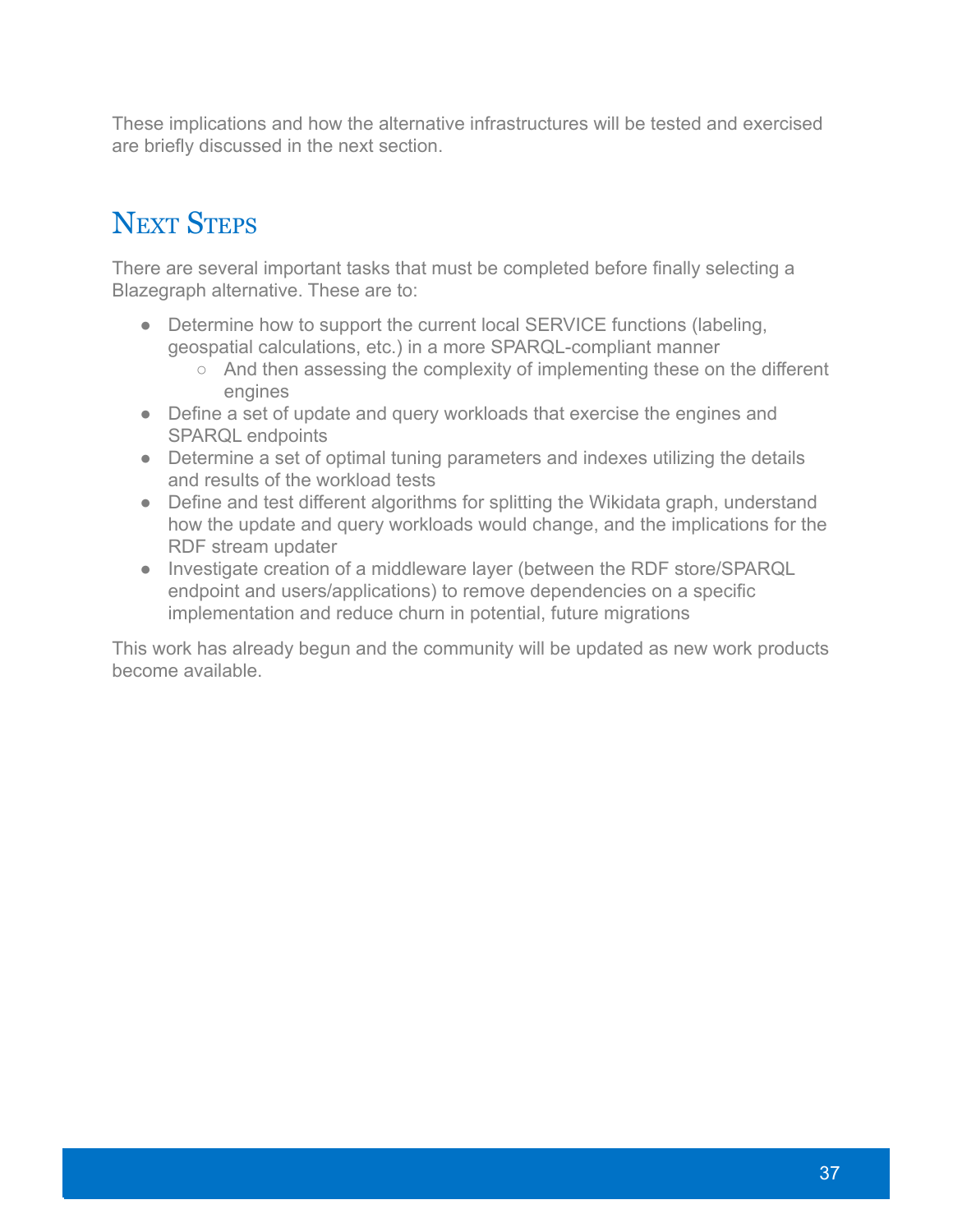These implications and how the alternative infrastructures will be tested and exercised are briefly discussed in the next section.

## Next Steps

There are several important tasks that must be completed before finally selecting a Blazegraph alternative. These are to:

- Determine how to support the current local SERVICE functions (labeling, geospatial calculations, etc.) in a more SPARQL-compliant manner
  - And then assessing the complexity of implementing these on the different engines
- Define a set of update and query workloads that exercise the engines and SPARQL endpoints
- Determine a set of optimal tuning parameters and indexes utilizing the details and results of the workload tests
- Define and test different algorithms for splitting the Wikidata graph, understand how the update and query workloads would change, and the implications for the RDF stream updater
- Investigate creation of a middleware layer (between the RDF store/SPARQL endpoint and users/applications) to remove dependencies on a specific implementation and reduce churn in potential, future migrations

This work has already begun and the community will be updated as new work products become available.